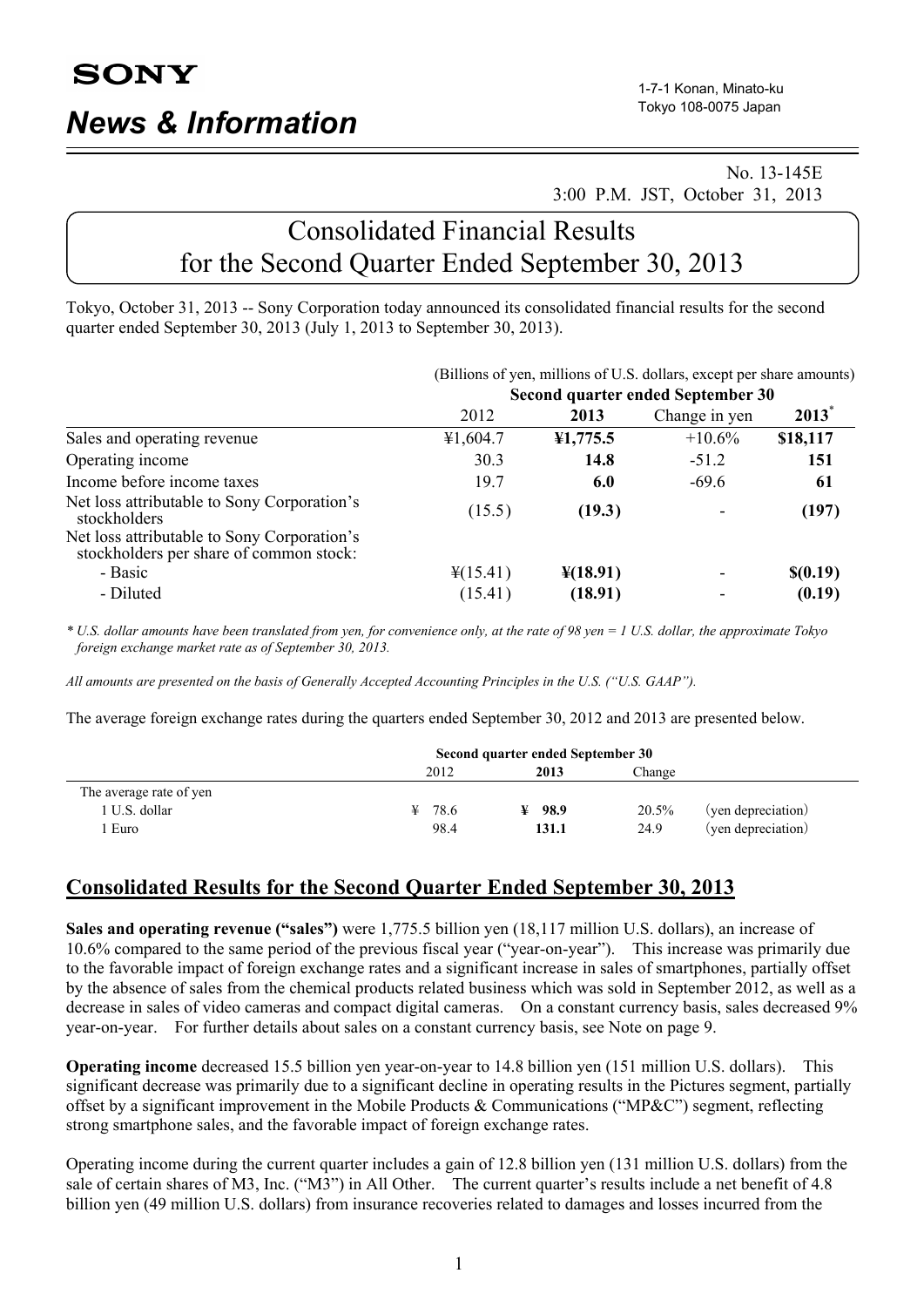**SONY**

# News & Information

1-7-1 Konan, Minato-ku
Tokyo 108-0075 Japan

No. 13-145E
3:00 P.M. JST, October 31, 2013

## Consolidated Financial Results for the Second Quarter Ended September 30, 2013

Tokyo, October 31, 2013 -- Sony Corporation today announced its consolidated financial results for the second quarter ended September 30, 2013 (July 1, 2013 to September 30, 2013).

(Billions of yen, millions of U.S. dollars, except per share amounts)

| | Second quarter ended September 30 | | | |
|---|---|---|---|---|
| | 2012 | **2013** | Change in yen | **2013*** |
| Sales and operating revenue | ¥1,604.7 | **¥1,775.5** | +10.6% | **$18,117** |
| Operating income | 30.3 | **14.8** | -51.2 | **151** |
| Income before income taxes | 19.7 | **6.0** | -69.6 | **61** |
| Net loss attributable to Sony Corporation's stockholders | (15.5) | **(19.3)** | - | **(197)** |
| Net loss attributable to Sony Corporation's stockholders per share of common stock: | | | | |
| - Basic | ¥(15.41) | **¥(18.91)** | - | **$(0.19)** |
| - Diluted | (15.41) | **(18.91)** | - | **(0.19)** |

*\* U.S. dollar amounts have been translated from yen, for convenience only, at the rate of 98 yen = 1 U.S. dollar, the approximate Tokyo foreign exchange market rate as of September 30, 2013.*

*All amounts are presented on the basis of Generally Accepted Accounting Principles in the U.S. ("U.S. GAAP").*

The average foreign exchange rates during the quarters ended September 30, 2012 and 2013 are presented below.

| | Second quarter ended September 30 | | | |
|---|---|---|---|---|
| | 2012 | **2013** | Change | |
| The average rate of yen | | | | |
| 1 U.S. dollar | ¥ 78.6 | **¥ 98.9** | 20.5% | (yen depreciation) |
| 1 Euro | 98.4 | **131.1** | 24.9 | (yen depreciation) |

## Consolidated Results for the Second Quarter Ended September 30, 2013

**Sales and operating revenue ("sales")** were 1,775.5 billion yen (18,117 million U.S. dollars), an increase of 10.6% compared to the same period of the previous fiscal year ("year-on-year"). This increase was primarily due to the favorable impact of foreign exchange rates and a significant increase in sales of smartphones, partially offset by the absence of sales from the chemical products related business which was sold in September 2012, as well as a decrease in sales of video cameras and compact digital cameras. On a constant currency basis, sales decreased 9% year-on-year. For further details about sales on a constant currency basis, see Note on page 9.

**Operating income** decreased 15.5 billion yen year-on-year to 14.8 billion yen (151 million U.S. dollars). This significant decrease was primarily due to a significant decline in operating results in the Pictures segment, partially offset by a significant improvement in the Mobile Products & Communications ("MP&C") segment, reflecting strong smartphone sales, and the favorable impact of foreign exchange rates.

Operating income during the current quarter includes a gain of 12.8 billion yen (131 million U.S. dollars) from the sale of certain shares of M3, Inc. ("M3") in All Other. The current quarter's results include a net benefit of 4.8 billion yen (49 million U.S. dollars) from insurance recoveries related to damages and losses incurred from the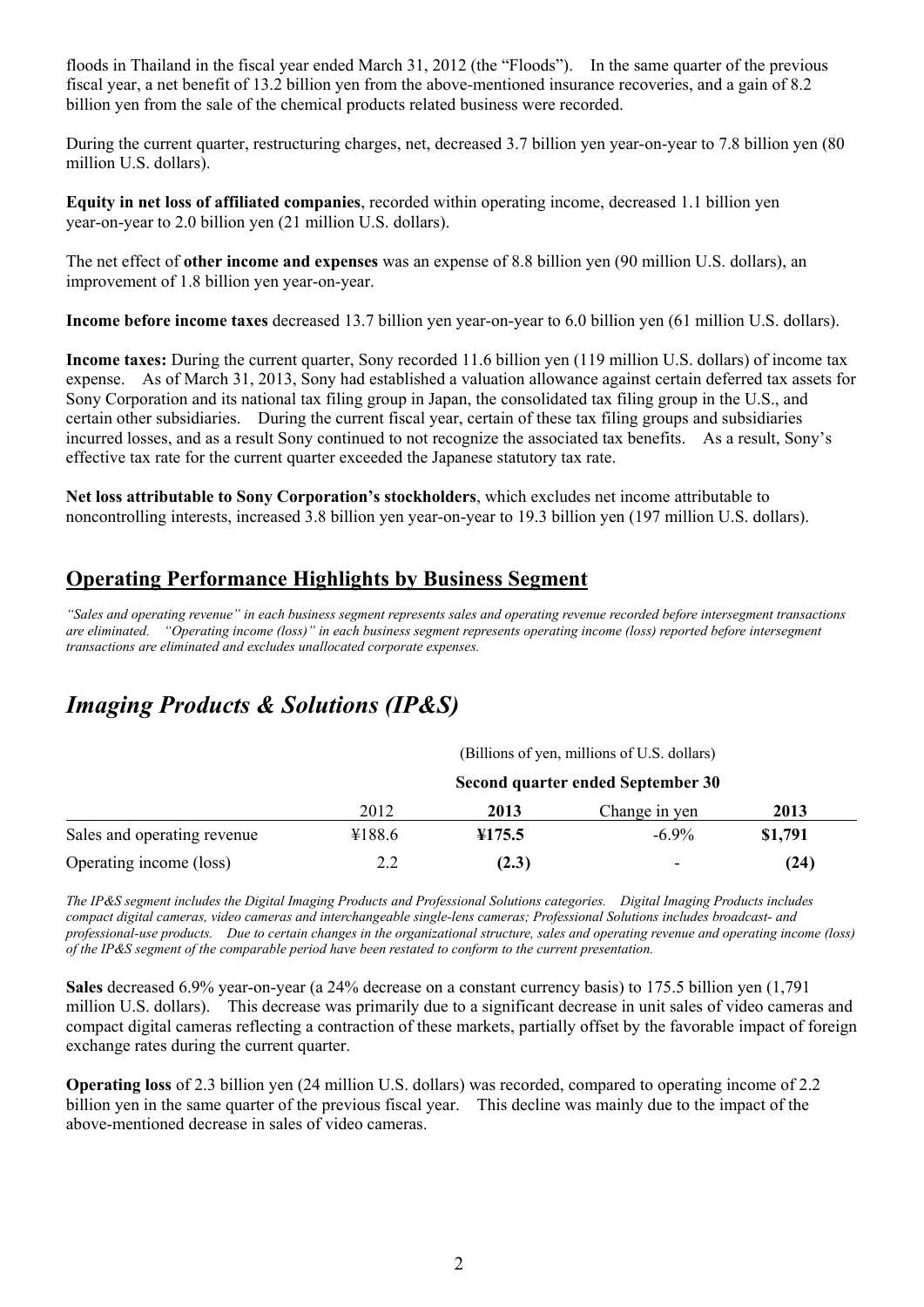floods in Thailand in the fiscal year ended March 31, 2012 (the "Floods"). In the same quarter of the previous fiscal year, a net benefit of 13.2 billion yen from the above-mentioned insurance recoveries, and a gain of 8.2 billion yen from the sale of the chemical products related business were recorded.

During the current quarter, restructuring charges, net, decreased 3.7 billion yen year-on-year to 7.8 billion yen (80 million U.S. dollars).

**Equity in net loss of affiliated companies**, recorded within operating income, decreased 1.1 billion yen year-on-year to 2.0 billion yen (21 million U.S. dollars).

The net effect of **other income and expenses** was an expense of 8.8 billion yen (90 million U.S. dollars), an improvement of 1.8 billion yen year-on-year.

**Income before income taxes** decreased 13.7 billion yen year-on-year to 6.0 billion yen (61 million U.S. dollars).

**Income taxes:** During the current quarter, Sony recorded 11.6 billion yen (119 million U.S. dollars) of income tax expense. As of March 31, 2013, Sony had established a valuation allowance against certain deferred tax assets for Sony Corporation and its national tax filing group in Japan, the consolidated tax filing group in the U.S., and certain other subsidiaries. During the current fiscal year, certain of these tax filing groups and subsidiaries incurred losses, and as a result Sony continued to not recognize the associated tax benefits. As a result, Sony's effective tax rate for the current quarter exceeded the Japanese statutory tax rate.

**Net loss attributable to Sony Corporation's stockholders**, which excludes net income attributable to noncontrolling interests, increased 3.8 billion yen year-on-year to 19.3 billion yen (197 million U.S. dollars).

## Operating Performance Highlights by Business Segment

*"Sales and operating revenue" in each business segment represents sales and operating revenue recorded before intersegment transactions are eliminated. "Operating income (loss)" in each business segment represents operating income (loss) reported before intersegment transactions are eliminated and excludes unallocated corporate expenses.*

## *Imaging Products & Solutions (IP&S)*

| | (Billions of yen, millions of U.S. dollars) | | | |
|---|---|---|---|---|
| | **Second quarter ended September 30** | | | |
| | 2012 | **2013** | Change in yen | **2013** |
| Sales and operating revenue | ¥188.6 | **¥175.5** | -6.9% | **$1,791** |
| Operating income (loss) | 2.2 | **(2.3)** | - | **(24)** |

*The IP&S segment includes the Digital Imaging Products and Professional Solutions categories. Digital Imaging Products includes compact digital cameras, video cameras and interchangeable single-lens cameras; Professional Solutions includes broadcast- and professional-use products. Due to certain changes in the organizational structure, sales and operating revenue and operating income (loss) of the IP&S segment of the comparable period have been restated to conform to the current presentation.*

**Sales** decreased 6.9% year-on-year (a 24% decrease on a constant currency basis) to 175.5 billion yen (1,791 million U.S. dollars). This decrease was primarily due to a significant decrease in unit sales of video cameras and compact digital cameras reflecting a contraction of these markets, partially offset by the favorable impact of foreign exchange rates during the current quarter.

**Operating loss** of 2.3 billion yen (24 million U.S. dollars) was recorded, compared to operating income of 2.2 billion yen in the same quarter of the previous fiscal year. This decline was mainly due to the impact of the above-mentioned decrease in sales of video cameras.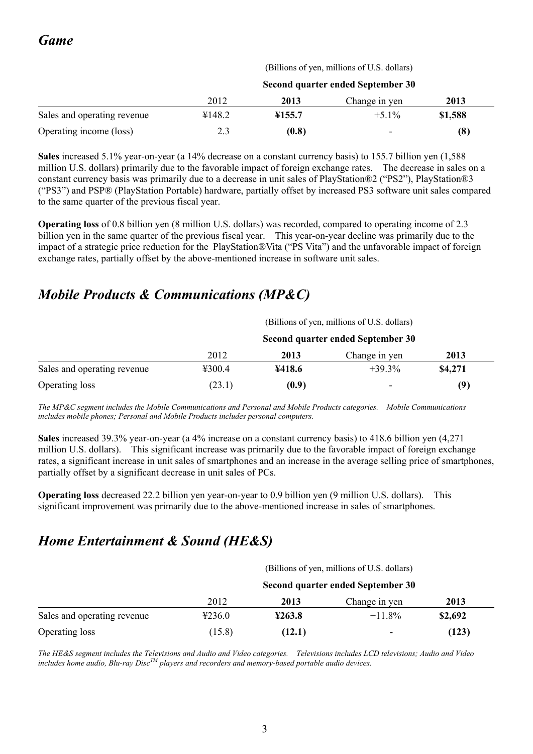## *Game*

| | (Billions of yen, millions of U.S. dollars) | | | |
|---|---|---|---|---|
| | **Second quarter ended September 30** | | | |
| | 2012 | **2013** | Change in yen | **2013** |
| Sales and operating revenue | ¥148.2 | **¥155.7** | +5.1% | **$1,588** |
| Operating income (loss) | 2.3 | **(0.8)** | - | **(8)** |

**Sales** increased 5.1% year-on-year (a 14% decrease on a constant currency basis) to 155.7 billion yen (1,588 million U.S. dollars) primarily due to the favorable impact of foreign exchange rates. The decrease in sales on a constant currency basis was primarily due to a decrease in unit sales of PlayStation®2 ("PS2"), PlayStation®3 ("PS3") and PSP® (PlayStation Portable) hardware, partially offset by increased PS3 software unit sales compared to the same quarter of the previous fiscal year.

**Operating loss** of 0.8 billion yen (8 million U.S. dollars) was recorded, compared to operating income of 2.3 billion yen in the same quarter of the previous fiscal year. This year-on-year decline was primarily due to the impact of a strategic price reduction for the PlayStation®Vita ("PS Vita") and the unfavorable impact of foreign exchange rates, partially offset by the above-mentioned increase in software unit sales.

## *Mobile Products & Communications (MP&C)*

| | (Billions of yen, millions of U.S. dollars) | | | |
|---|---|---|---|---|
| | **Second quarter ended September 30** | | | |
| | 2012 | **2013** | Change in yen | **2013** |
| Sales and operating revenue | ¥300.4 | **¥418.6** | +39.3% | **$4,271** |
| Operating loss | (23.1) | **(0.9)** | - | **(9)** |

*The MP&C segment includes the Mobile Communications and Personal and Mobile Products categories. Mobile Communications includes mobile phones; Personal and Mobile Products includes personal computers.*

**Sales** increased 39.3% year-on-year (a 4% increase on a constant currency basis) to 418.6 billion yen (4,271 million U.S. dollars). This significant increase was primarily due to the favorable impact of foreign exchange rates, a significant increase in unit sales of smartphones and an increase in the average selling price of smartphones, partially offset by a significant decrease in unit sales of PCs.

**Operating loss** decreased 22.2 billion yen year-on-year to 0.9 billion yen (9 million U.S. dollars). This significant improvement was primarily due to the above-mentioned increase in sales of smartphones.

## *Home Entertainment & Sound (HE&S)*

| | (Billions of yen, millions of U.S. dollars) | | | |
|---|---|---|---|---|
| | **Second quarter ended September 30** | | | |
| | 2012 | **2013** | Change in yen | **2013** |
| Sales and operating revenue | ¥236.0 | **¥263.8** | +11.8% | **$2,692** |
| Operating loss | (15.8) | **(12.1)** | - | **(123)** |

*The HE&S segment includes the Televisions and Audio and Video categories. Televisions includes LCD televisions; Audio and Video includes home audio, Blu-ray Disc™ players and recorders and memory-based portable audio devices.*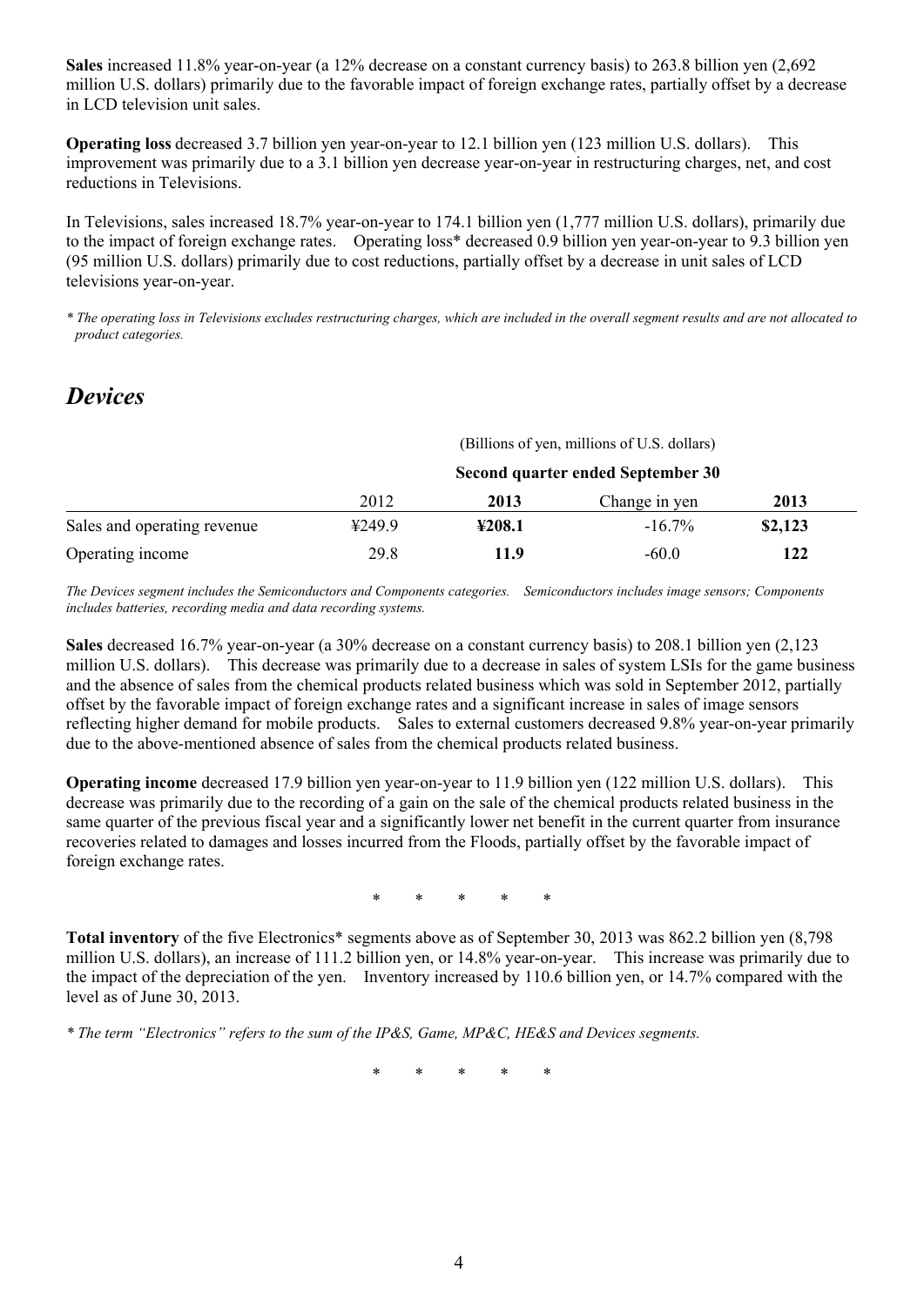**Sales** increased 11.8% year-on-year (a 12% decrease on a constant currency basis) to 263.8 billion yen (2,692 million U.S. dollars) primarily due to the favorable impact of foreign exchange rates, partially offset by a decrease in LCD television unit sales.

**Operating loss** decreased 3.7 billion yen year-on-year to 12.1 billion yen (123 million U.S. dollars). This improvement was primarily due to a 3.1 billion yen decrease year-on-year in restructuring charges, net, and cost reductions in Televisions.

In Televisions, sales increased 18.7% year-on-year to 174.1 billion yen (1,777 million U.S. dollars), primarily due to the impact of foreign exchange rates. Operating loss* decreased 0.9 billion yen year-on-year to 9.3 billion yen (95 million U.S. dollars) primarily due to cost reductions, partially offset by a decrease in unit sales of LCD televisions year-on-year.

*\* The operating loss in Televisions excludes restructuring charges, which are included in the overall segment results and are not allocated to product categories.*

## *Devices*

| | (Billions of yen, millions of U.S. dollars) | | | |
|---|---|---|---|---|
| | **Second quarter ended September 30** | | | |
| | 2012 | **2013** | Change in yen | **2013** |
| Sales and operating revenue | ¥249.9 | **¥208.1** | -16.7% | **$2,123** |
| Operating income | 29.8 | **11.9** | -60.0 | **122** |

*The Devices segment includes the Semiconductors and Components categories. Semiconductors includes image sensors; Components includes batteries, recording media and data recording systems.*

**Sales** decreased 16.7% year-on-year (a 30% decrease on a constant currency basis) to 208.1 billion yen (2,123 million U.S. dollars). This decrease was primarily due to a decrease in sales of system LSIs for the game business and the absence of sales from the chemical products related business which was sold in September 2012, partially offset by the favorable impact of foreign exchange rates and a significant increase in sales of image sensors reflecting higher demand for mobile products. Sales to external customers decreased 9.8% year-on-year primarily due to the above-mentioned absence of sales from the chemical products related business.

**Operating income** decreased 17.9 billion yen year-on-year to 11.9 billion yen (122 million U.S. dollars). This decrease was primarily due to the recording of a gain on the sale of the chemical products related business in the same quarter of the previous fiscal year and a significantly lower net benefit in the current quarter from insurance recoveries related to damages and losses incurred from the Floods, partially offset by the favorable impact of foreign exchange rates.

\* \* \* \* \*

**Total inventory** of the five Electronics* segments above as of September 30, 2013 was 862.2 billion yen (8,798 million U.S. dollars), an increase of 111.2 billion yen, or 14.8% year-on-year. This increase was primarily due to the impact of the depreciation of the yen. Inventory increased by 110.6 billion yen, or 14.7% compared with the level as of June 30, 2013.

*\* The term "Electronics" refers to the sum of the IP&S, Game, MP&C, HE&S and Devices segments.*

\* \* \* \* \*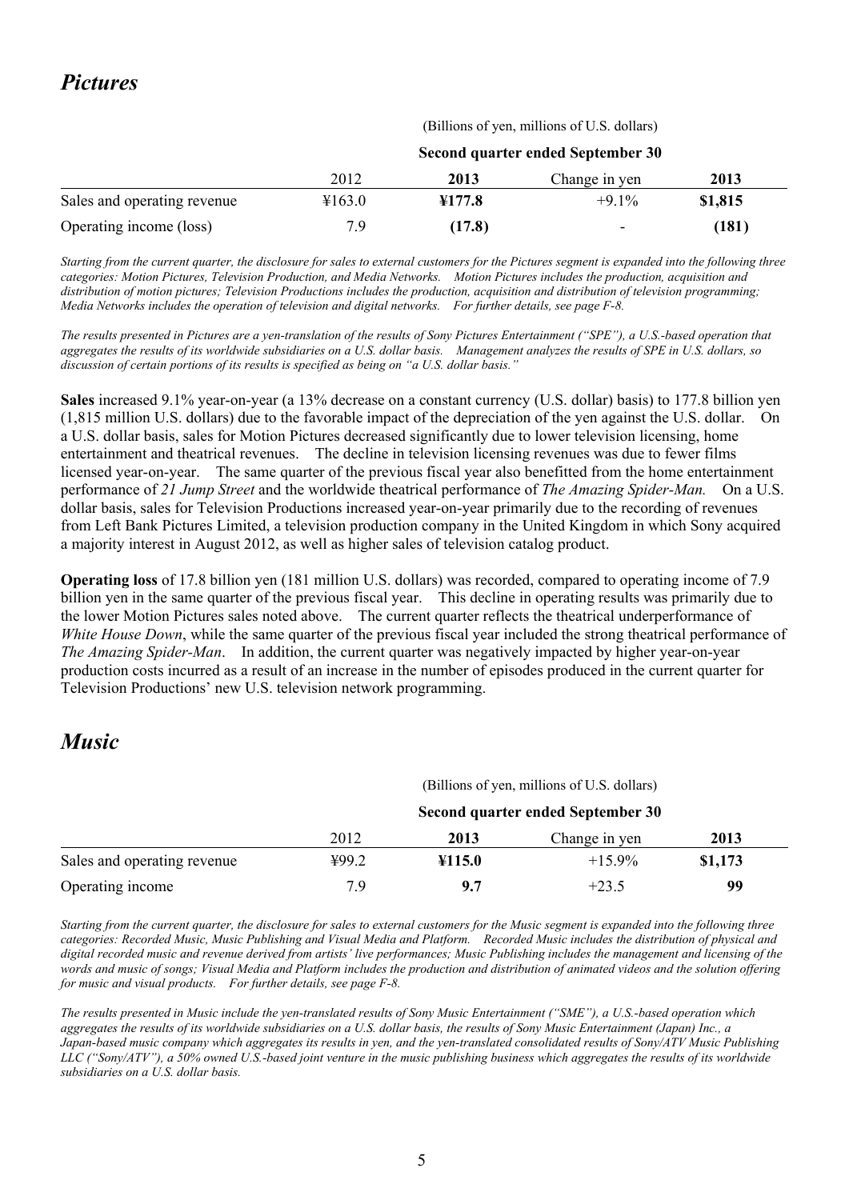## *Pictures*

| | (Billions of yen, millions of U.S. dollars) | | | |
|---|---|---|---|---|
| | **Second quarter ended September 30** | | | |
| | 2012 | **2013** | Change in yen | **2013** |
| Sales and operating revenue | ¥163.0 | **¥177.8** | +9.1% | **$1,815** |
| Operating income (loss) | 7.9 | **(17.8)** | - | **(181)** |

*Starting from the current quarter, the disclosure for sales to external customers for the Pictures segment is expanded into the following three categories: Motion Pictures, Television Production, and Media Networks. Motion Pictures includes the production, acquisition and distribution of motion pictures; Television Productions includes the production, acquisition and distribution of television programming; Media Networks includes the operation of television and digital networks. For further details, see page F-8.*

*The results presented in Pictures are a yen-translation of the results of Sony Pictures Entertainment ("SPE"), a U.S.-based operation that aggregates the results of its worldwide subsidiaries on a U.S. dollar basis. Management analyzes the results of SPE in U.S. dollars, so discussion of certain portions of its results is specified as being on "a U.S. dollar basis."*

**Sales** increased 9.1% year-on-year (a 13% decrease on a constant currency (U.S. dollar) basis) to 177.8 billion yen (1,815 million U.S. dollars) due to the favorable impact of the depreciation of the yen against the U.S. dollar. On a U.S. dollar basis, sales for Motion Pictures decreased significantly due to lower television licensing, home entertainment and theatrical revenues. The decline in television licensing revenues was due to fewer films licensed year-on-year. The same quarter of the previous fiscal year also benefitted from the home entertainment performance of *21 Jump Street* and the worldwide theatrical performance of *The Amazing Spider-Man.* On a U.S. dollar basis, sales for Television Productions increased year-on-year primarily due to the recording of revenues from Left Bank Pictures Limited, a television production company in the United Kingdom in which Sony acquired a majority interest in August 2012, as well as higher sales of television catalog product.

**Operating loss** of 17.8 billion yen (181 million U.S. dollars) was recorded, compared to operating income of 7.9 billion yen in the same quarter of the previous fiscal year. This decline in operating results was primarily due to the lower Motion Pictures sales noted above. The current quarter reflects the theatrical underperformance of *White House Down*, while the same quarter of the previous fiscal year included the strong theatrical performance of *The Amazing Spider-Man*. In addition, the current quarter was negatively impacted by higher year-on-year production costs incurred as a result of an increase in the number of episodes produced in the current quarter for Television Productions' new U.S. television network programming.

## *Music*

| | (Billions of yen, millions of U.S. dollars) | | | |
|---|---|---|---|---|
| | **Second quarter ended September 30** | | | |
| | 2012 | **2013** | Change in yen | **2013** |
| Sales and operating revenue | ¥99.2 | **¥115.0** | +15.9% | **$1,173** |
| Operating income | 7.9 | **9.7** | +23.5 | **99** |

*Starting from the current quarter, the disclosure for sales to external customers for the Music segment is expanded into the following three categories: Recorded Music, Music Publishing and Visual Media and Platform. Recorded Music includes the distribution of physical and digital recorded music and revenue derived from artists' live performances; Music Publishing includes the management and licensing of the words and music of songs; Visual Media and Platform includes the production and distribution of animated videos and the solution offering for music and visual products. For further details, see page F-8.*

*The results presented in Music include the yen-translated results of Sony Music Entertainment ("SME"), a U.S.-based operation which aggregates the results of its worldwide subsidiaries on a U.S. dollar basis, the results of Sony Music Entertainment (Japan) Inc., a Japan-based music company which aggregates its results in yen, and the yen-translated consolidated results of Sony/ATV Music Publishing LLC ("Sony/ATV"), a 50% owned U.S.-based joint venture in the music publishing business which aggregates the results of its worldwide subsidiaries on a U.S. dollar basis.*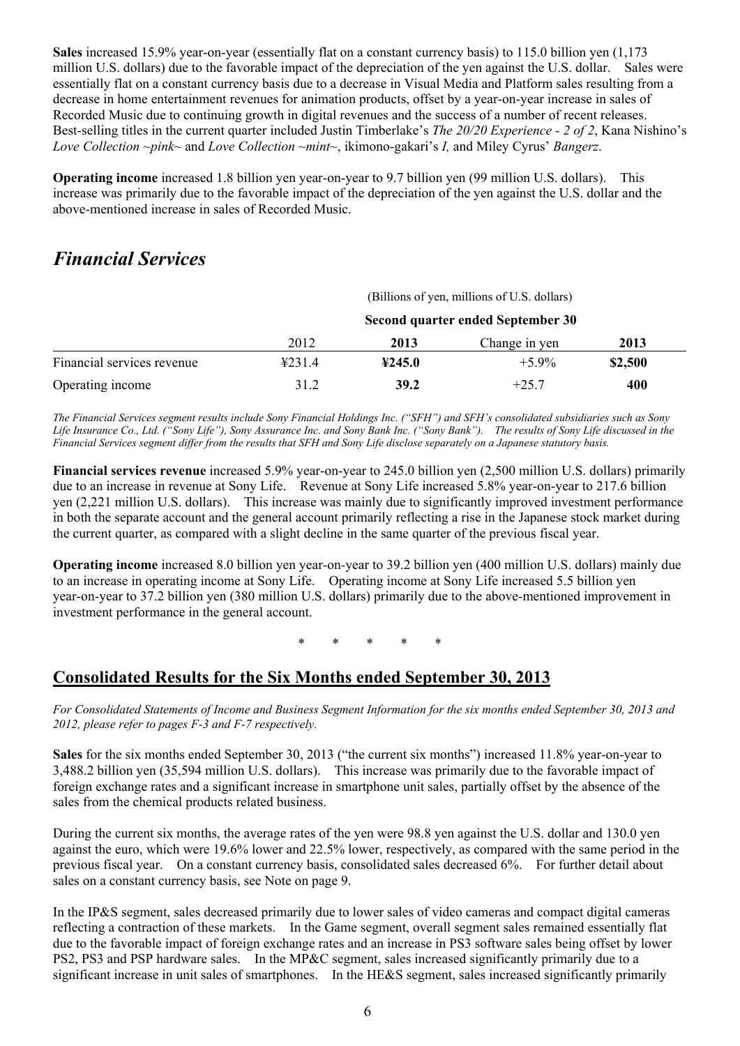**Sales** increased 15.9% year-on-year (essentially flat on a constant currency basis) to 115.0 billion yen (1,173 million U.S. dollars) due to the favorable impact of the depreciation of the yen against the U.S. dollar. Sales were essentially flat on a constant currency basis due to a decrease in Visual Media and Platform sales resulting from a decrease in home entertainment revenues for animation products, offset by a year-on-year increase in sales of Recorded Music due to continuing growth in digital revenues and the success of a number of recent releases. Best-selling titles in the current quarter included Justin Timberlake's *The 20/20 Experience - 2 of 2*, Kana Nishino's *Love Collection ~pink~* and *Love Collection ~mint~*, ikimono-gakari's *I,* and Miley Cyrus' *Bangerz*.

**Operating income** increased 1.8 billion yen year-on-year to 9.7 billion yen (99 million U.S. dollars). This increase was primarily due to the favorable impact of the depreciation of the yen against the U.S. dollar and the above-mentioned increase in sales of Recorded Music.

## *Financial Services*

| | (Billions of yen, millions of U.S. dollars) | | | |
|---|---|---|---|---|
| | **Second quarter ended September 30** | | | |
| | 2012 | **2013** | Change in yen | **2013** |
| Financial services revenue | ¥231.4 | **¥245.0** | +5.9% | **$2,500** |
| Operating income | 31.2 | **39.2** | +25.7 | **400** |

*The Financial Services segment results include Sony Financial Holdings Inc. ("SFH") and SFH's consolidated subsidiaries such as Sony Life Insurance Co., Ltd. ("Sony Life"), Sony Assurance Inc. and Sony Bank Inc. ("Sony Bank"). The results of Sony Life discussed in the Financial Services segment differ from the results that SFH and Sony Life disclose separately on a Japanese statutory basis.*

**Financial services revenue** increased 5.9% year-on-year to 245.0 billion yen (2,500 million U.S. dollars) primarily due to an increase in revenue at Sony Life. Revenue at Sony Life increased 5.8% year-on-year to 217.6 billion yen (2,221 million U.S. dollars). This increase was mainly due to significantly improved investment performance in both the separate account and the general account primarily reflecting a rise in the Japanese stock market during the current quarter, as compared with a slight decline in the same quarter of the previous fiscal year.

**Operating income** increased 8.0 billion yen year-on-year to 39.2 billion yen (400 million U.S. dollars) mainly due to an increase in operating income at Sony Life. Operating income at Sony Life increased 5.5 billion yen year-on-year to 37.2 billion yen (380 million U.S. dollars) primarily due to the above-mentioned improvement in investment performance in the general account.

\* \* \* \* \*

## Consolidated Results for the Six Months ended September 30, 2013

*For Consolidated Statements of Income and Business Segment Information for the six months ended September 30, 2013 and 2012, please refer to pages F-3 and F-7 respectively.*

**Sales** for the six months ended September 30, 2013 ("the current six months") increased 11.8% year-on-year to 3,488.2 billion yen (35,594 million U.S. dollars). This increase was primarily due to the favorable impact of foreign exchange rates and a significant increase in smartphone unit sales, partially offset by the absence of the sales from the chemical products related business.

During the current six months, the average rates of the yen were 98.8 yen against the U.S. dollar and 130.0 yen against the euro, which were 19.6% lower and 22.5% lower, respectively, as compared with the same period in the previous fiscal year. On a constant currency basis, consolidated sales decreased 6%. For further detail about sales on a constant currency basis, see Note on page 9.

In the IP&S segment, sales decreased primarily due to lower sales of video cameras and compact digital cameras reflecting a contraction of these markets. In the Game segment, overall segment sales remained essentially flat due to the favorable impact of foreign exchange rates and an increase in PS3 software sales being offset by lower PS2, PS3 and PSP hardware sales. In the MP&C segment, sales increased significantly primarily due to a significant increase in unit sales of smartphones. In the HE&S segment, sales increased significantly primarily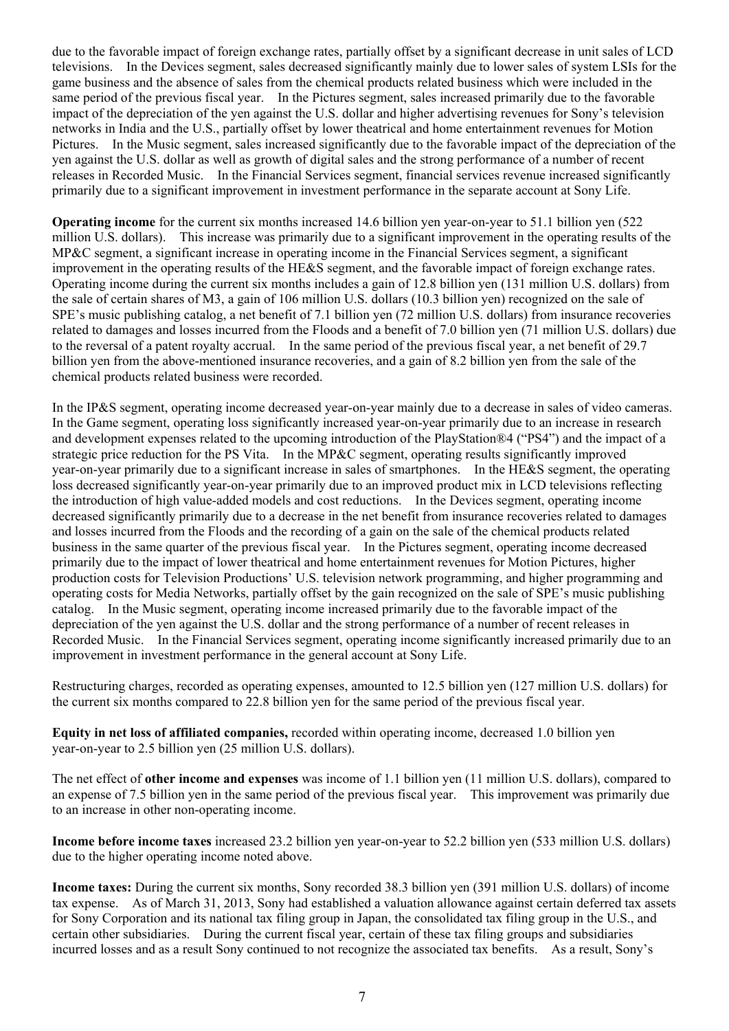due to the favorable impact of foreign exchange rates, partially offset by a significant decrease in unit sales of LCD televisions. In the Devices segment, sales decreased significantly mainly due to lower sales of system LSIs for the game business and the absence of sales from the chemical products related business which were included in the same period of the previous fiscal year. In the Pictures segment, sales increased primarily due to the favorable impact of the depreciation of the yen against the U.S. dollar and higher advertising revenues for Sony's television networks in India and the U.S., partially offset by lower theatrical and home entertainment revenues for Motion Pictures. In the Music segment, sales increased significantly due to the favorable impact of the depreciation of the yen against the U.S. dollar as well as growth of digital sales and the strong performance of a number of recent releases in Recorded Music. In the Financial Services segment, financial services revenue increased significantly primarily due to a significant improvement in investment performance in the separate account at Sony Life.

**Operating income** for the current six months increased 14.6 billion yen year-on-year to 51.1 billion yen (522 million U.S. dollars). This increase was primarily due to a significant improvement in the operating results of the MP&C segment, a significant increase in operating income in the Financial Services segment, a significant improvement in the operating results of the HE&S segment, and the favorable impact of foreign exchange rates. Operating income during the current six months includes a gain of 12.8 billion yen (131 million U.S. dollars) from the sale of certain shares of M3, a gain of 106 million U.S. dollars (10.3 billion yen) recognized on the sale of SPE's music publishing catalog, a net benefit of 7.1 billion yen (72 million U.S. dollars) from insurance recoveries related to damages and losses incurred from the Floods and a benefit of 7.0 billion yen (71 million U.S. dollars) due to the reversal of a patent royalty accrual. In the same period of the previous fiscal year, a net benefit of 29.7 billion yen from the above-mentioned insurance recoveries, and a gain of 8.2 billion yen from the sale of the chemical products related business were recorded.

In the IP&S segment, operating income decreased year-on-year mainly due to a decrease in sales of video cameras. In the Game segment, operating loss significantly increased year-on-year primarily due to an increase in research and development expenses related to the upcoming introduction of the PlayStation®4 ("PS4") and the impact of a strategic price reduction for the PS Vita. In the MP&C segment, operating results significantly improved year-on-year primarily due to a significant increase in sales of smartphones. In the HE&S segment, the operating loss decreased significantly year-on-year primarily due to an improved product mix in LCD televisions reflecting the introduction of high value-added models and cost reductions. In the Devices segment, operating income decreased significantly primarily due to a decrease in the net benefit from insurance recoveries related to damages and losses incurred from the Floods and the recording of a gain on the sale of the chemical products related business in the same quarter of the previous fiscal year. In the Pictures segment, operating income decreased primarily due to the impact of lower theatrical and home entertainment revenues for Motion Pictures, higher production costs for Television Productions' U.S. television network programming, and higher programming and operating costs for Media Networks, partially offset by the gain recognized on the sale of SPE's music publishing catalog. In the Music segment, operating income increased primarily due to the favorable impact of the depreciation of the yen against the U.S. dollar and the strong performance of a number of recent releases in Recorded Music. In the Financial Services segment, operating income significantly increased primarily due to an improvement in investment performance in the general account at Sony Life.

Restructuring charges, recorded as operating expenses, amounted to 12.5 billion yen (127 million U.S. dollars) for the current six months compared to 22.8 billion yen for the same period of the previous fiscal year.

**Equity in net loss of affiliated companies,** recorded within operating income, decreased 1.0 billion yen year-on-year to 2.5 billion yen (25 million U.S. dollars).

The net effect of **other income and expenses** was income of 1.1 billion yen (11 million U.S. dollars), compared to an expense of 7.5 billion yen in the same period of the previous fiscal year. This improvement was primarily due to an increase in other non-operating income.

**Income before income taxes** increased 23.2 billion yen year-on-year to 52.2 billion yen (533 million U.S. dollars) due to the higher operating income noted above.

**Income taxes:** During the current six months, Sony recorded 38.3 billion yen (391 million U.S. dollars) of income tax expense. As of March 31, 2013, Sony had established a valuation allowance against certain deferred tax assets for Sony Corporation and its national tax filing group in Japan, the consolidated tax filing group in the U.S., and certain other subsidiaries. During the current fiscal year, certain of these tax filing groups and subsidiaries incurred losses and as a result Sony continued to not recognize the associated tax benefits. As a result, Sony's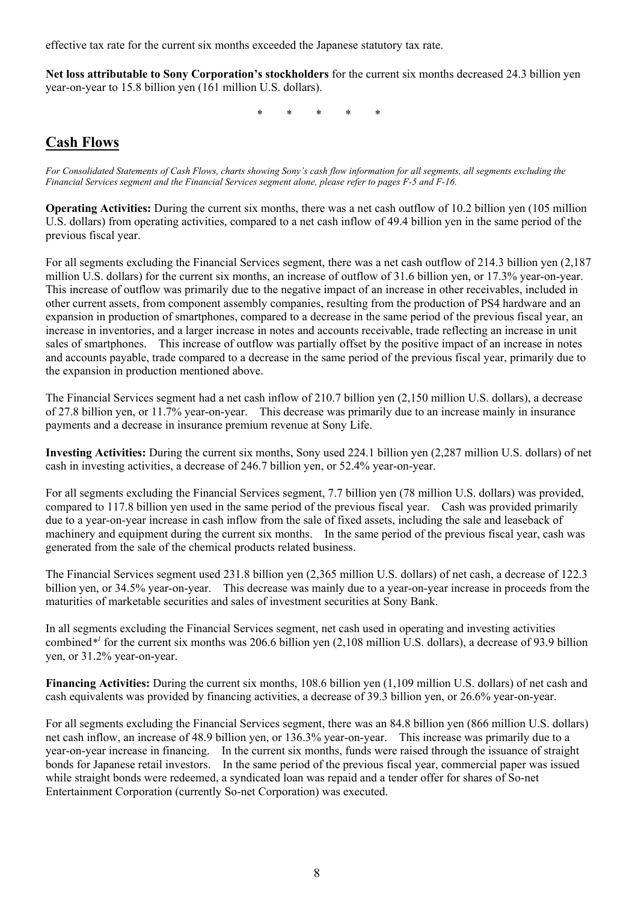effective tax rate for the current six months exceeded the Japanese statutory tax rate.

**Net loss attributable to Sony Corporation's stockholders** for the current six months decreased 24.3 billion yen year-on-year to 15.8 billion yen (161 million U.S. dollars).

\* \* \* \* \*

## Cash Flows

*For Consolidated Statements of Cash Flows, charts showing Sony's cash flow information for all segments, all segments excluding the Financial Services segment and the Financial Services segment alone, please refer to pages F-5 and F-16.*

**Operating Activities:** During the current six months, there was a net cash outflow of 10.2 billion yen (105 million U.S. dollars) from operating activities, compared to a net cash inflow of 49.4 billion yen in the same period of the previous fiscal year.

For all segments excluding the Financial Services segment, there was a net cash outflow of 214.3 billion yen (2,187 million U.S. dollars) for the current six months, an increase of outflow of 31.6 billion yen, or 17.3% year-on-year. This increase of outflow was primarily due to the negative impact of an increase in other receivables, included in other current assets, from component assembly companies, resulting from the production of PS4 hardware and an expansion in production of smartphones, compared to a decrease in the same period of the previous fiscal year, an increase in inventories, and a larger increase in notes and accounts receivable, trade reflecting an increase in unit sales of smartphones. This increase of outflow was partially offset by the positive impact of an increase in notes and accounts payable, trade compared to a decrease in the same period of the previous fiscal year, primarily due to the expansion in production mentioned above.

The Financial Services segment had a net cash inflow of 210.7 billion yen (2,150 million U.S. dollars), a decrease of 27.8 billion yen, or 11.7% year-on-year. This decrease was primarily due to an increase mainly in insurance payments and a decrease in insurance premium revenue at Sony Life.

**Investing Activities:** During the current six months, Sony used 224.1 billion yen (2,287 million U.S. dollars) of net cash in investing activities, a decrease of 246.7 billion yen, or 52.4% year-on-year.

For all segments excluding the Financial Services segment, 7.7 billion yen (78 million U.S. dollars) was provided, compared to 117.8 billion yen used in the same period of the previous fiscal year. Cash was provided primarily due to a year-on-year increase in cash inflow from the sale of fixed assets, including the sale and leaseback of machinery and equipment during the current six months. In the same period of the previous fiscal year, cash was generated from the sale of the chemical products related business.

The Financial Services segment used 231.8 billion yen (2,365 million U.S. dollars) of net cash, a decrease of 122.3 billion yen, or 34.5% year-on-year. This decrease was mainly due to a year-on-year increase in proceeds from the maturities of marketable securities and sales of investment securities at Sony Bank.

In all segments excluding the Financial Services segment, net cash used in operating and investing activities combined\*[1] for the current six months was 206.6 billion yen (2,108 million U.S. dollars), a decrease of 93.9 billion yen, or 31.2% year-on-year.

**Financing Activities:** During the current six months, 108.6 billion yen (1,109 million U.S. dollars) of net cash and cash equivalents was provided by financing activities, a decrease of 39.3 billion yen, or 26.6% year-on-year.

For all segments excluding the Financial Services segment, there was an 84.8 billion yen (866 million U.S. dollars) net cash inflow, an increase of 48.9 billion yen, or 136.3% year-on-year. This increase was primarily due to a year-on-year increase in financing. In the current six months, funds were raised through the issuance of straight bonds for Japanese retail investors. In the same period of the previous fiscal year, commercial paper was issued while straight bonds were redeemed, a syndicated loan was repaid and a tender offer for shares of So-net Entertainment Corporation (currently So-net Corporation) was executed.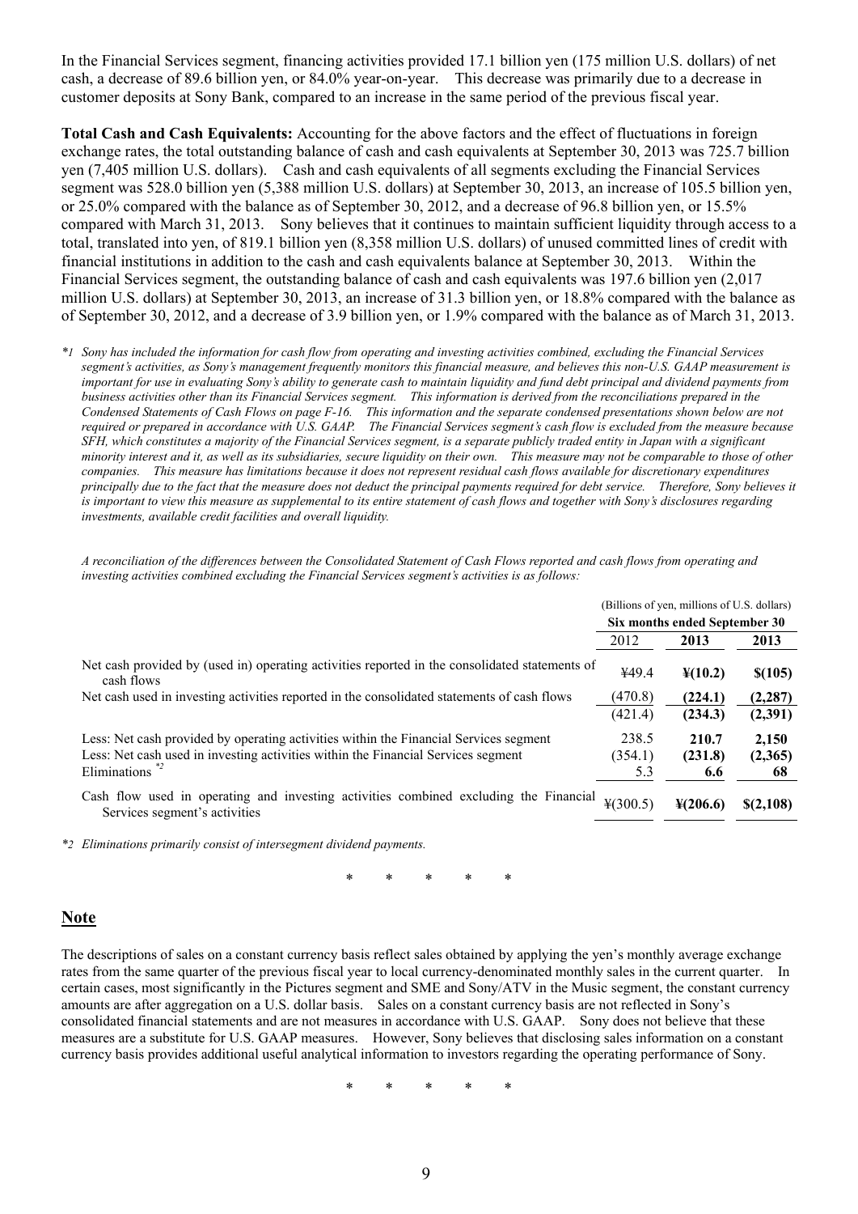In the Financial Services segment, financing activities provided 17.1 billion yen (175 million U.S. dollars) of net cash, a decrease of 89.6 billion yen, or 84.0% year-on-year. This decrease was primarily due to a decrease in customer deposits at Sony Bank, compared to an increase in the same period of the previous fiscal year.

**Total Cash and Cash Equivalents:** Accounting for the above factors and the effect of fluctuations in foreign exchange rates, the total outstanding balance of cash and cash equivalents at September 30, 2013 was 725.7 billion yen (7,405 million U.S. dollars). Cash and cash equivalents of all segments excluding the Financial Services segment was 528.0 billion yen (5,388 million U.S. dollars) at September 30, 2013, an increase of 105.5 billion yen, or 25.0% compared with the balance as of September 30, 2012, and a decrease of 96.8 billion yen, or 15.5% compared with March 31, 2013. Sony believes that it continues to maintain sufficient liquidity through access to a total, translated into yen, of 819.1 billion yen (8,358 million U.S. dollars) of unused committed lines of credit with financial institutions in addition to the cash and cash equivalents balance at September 30, 2013. Within the Financial Services segment, the outstanding balance of cash and cash equivalents was 197.6 billion yen (2,017 million U.S. dollars) at September 30, 2013, an increase of 31.3 billion yen, or 18.8% compared with the balance as of September 30, 2012, and a decrease of 3.9 billion yen, or 1.9% compared with the balance as of March 31, 2013.

*\*1 Sony has included the information for cash flow from operating and investing activities combined, excluding the Financial Services segment's activities, as Sony's management frequently monitors this financial measure, and believes this non-U.S. GAAP measurement is important for use in evaluating Sony's ability to generate cash to maintain liquidity and fund debt principal and dividend payments from business activities other than its Financial Services segment. This information is derived from the reconciliations prepared in the Condensed Statements of Cash Flows on page F-16. This information and the separate condensed presentations shown below are not required or prepared in accordance with U.S. GAAP. The Financial Services segment's cash flow is excluded from the measure because SFH, which constitutes a majority of the Financial Services segment, is a separate publicly traded entity in Japan with a significant minority interest and it, as well as its subsidiaries, secure liquidity on their own. This measure may not be comparable to those of other companies. This measure has limitations because it does not represent residual cash flows available for discretionary expenditures principally due to the fact that the measure does not deduct the principal payments required for debt service. Therefore, Sony believes it is important to view this measure as supplemental to its entire statement of cash flows and together with Sony's disclosures regarding investments, available credit facilities and overall liquidity.*

*A reconciliation of the differences between the Consolidated Statement of Cash Flows reported and cash flows from operating and investing activities combined excluding the Financial Services segment's activities is as follows:*

| | (Billions of yen, millions of U.S. dollars) | | |
|---|---|---|---|
| | Six months ended September 30 | | |
| | 2012 | **2013** | **2013** |
| Net cash provided by (used in) operating activities reported in the consolidated statements of cash flows | ¥49.4 | **¥(10.2)** | **$(105)** |
| Net cash used in investing activities reported in the consolidated statements of cash flows | (470.8) | **(224.1)** | **(2,287)** |
| | (421.4) | **(234.3)** | **(2,391)** |
| Less: Net cash provided by operating activities within the Financial Services segment | 238.5 | **210.7** | **2,150** |
| Less: Net cash used in investing activities within the Financial Services segment | (354.1) | **(231.8)** | **(2,365)** |
| Eliminations [*2] | 5.3 | **6.6** | **68** |
| Cash flow used in operating and investing activities combined excluding the Financial Services segment's activities | ¥(300.5) | **¥(206.6)** | **$(2,108)** |

*\*2 Eliminations primarily consist of intersegment dividend payments.*

\* \* \* \* \*

## Note

The descriptions of sales on a constant currency basis reflect sales obtained by applying the yen's monthly average exchange rates from the same quarter of the previous fiscal year to local currency-denominated monthly sales in the current quarter. In certain cases, most significantly in the Pictures segment and SME and Sony/ATV in the Music segment, the constant currency amounts are after aggregation on a U.S. dollar basis. Sales on a constant currency basis are not reflected in Sony's consolidated financial statements and are not measures in accordance with U.S. GAAP. Sony does not believe that these measures are a substitute for U.S. GAAP measures. However, Sony believes that disclosing sales information on a constant currency basis provides additional useful analytical information to investors regarding the operating performance of Sony.

\* \* \* \* \*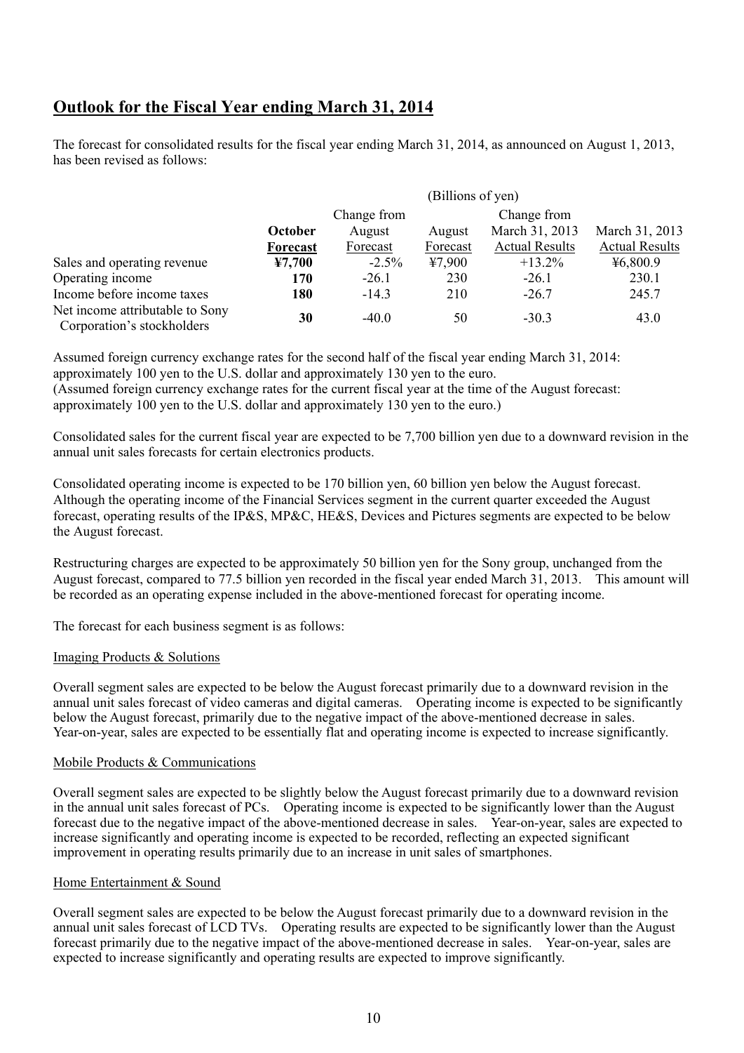## Outlook for the Fiscal Year ending March 31, 2014

The forecast for consolidated results for the fiscal year ending March 31, 2014, as announced on August 1, 2013, has been revised as follows:

| | (Billions of yen) | | | | |
|---|---|---|---|---|---|
| | **October Forecast** | Change from August Forecast | August Forecast | Change from March 31, 2013 Actual Results | March 31, 2013 Actual Results |
| Sales and operating revenue | **¥7,700** | -2.5% | ¥7,900 | +13.2% | ¥6,800.9 |
| Operating income | **170** | -26.1 | 230 | -26.1 | 230.1 |
| Income before income taxes | **180** | -14.3 | 210 | -26.7 | 245.7 |
| Net income attributable to Sony Corporation's stockholders | **30** | -40.0 | 50 | -30.3 | 43.0 |

Assumed foreign currency exchange rates for the second half of the fiscal year ending March 31, 2014: approximately 100 yen to the U.S. dollar and approximately 130 yen to the euro.
(Assumed foreign currency exchange rates for the current fiscal year at the time of the August forecast: approximately 100 yen to the U.S. dollar and approximately 130 yen to the euro.)

Consolidated sales for the current fiscal year are expected to be 7,700 billion yen due to a downward revision in the annual unit sales forecasts for certain electronics products.

Consolidated operating income is expected to be 170 billion yen, 60 billion yen below the August forecast. Although the operating income of the Financial Services segment in the current quarter exceeded the August forecast, operating results of the IP&S, MP&C, HE&S, Devices and Pictures segments are expected to be below the August forecast.

Restructuring charges are expected to be approximately 50 billion yen for the Sony group, unchanged from the August forecast, compared to 77.5 billion yen recorded in the fiscal year ended March 31, 2013. This amount will be recorded as an operating expense included in the above-mentioned forecast for operating income.

The forecast for each business segment is as follows:

Imaging Products & Solutions

Overall segment sales are expected to be below the August forecast primarily due to a downward revision in the annual unit sales forecast of video cameras and digital cameras. Operating income is expected to be significantly below the August forecast, primarily due to the negative impact of the above-mentioned decrease in sales. Year-on-year, sales are expected to be essentially flat and operating income is expected to increase significantly.

Mobile Products & Communications

Overall segment sales are expected to be slightly below the August forecast primarily due to a downward revision in the annual unit sales forecast of PCs. Operating income is expected to be significantly lower than the August forecast due to the negative impact of the above-mentioned decrease in sales. Year-on-year, sales are expected to increase significantly and operating income is expected to be recorded, reflecting an expected significant improvement in operating results primarily due to an increase in unit sales of smartphones.

Home Entertainment & Sound

Overall segment sales are expected to be below the August forecast primarily due to a downward revision in the annual unit sales forecast of LCD TVs. Operating results are expected to be significantly lower than the August forecast primarily due to the negative impact of the above-mentioned decrease in sales. Year-on-year, sales are expected to increase significantly and operating results are expected to improve significantly.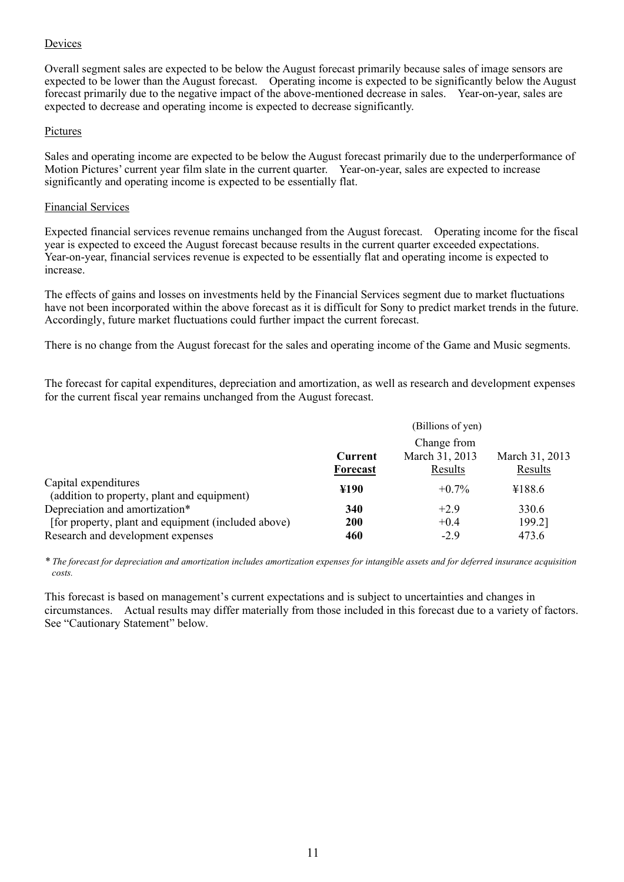Devices

Overall segment sales are expected to be below the August forecast primarily because sales of image sensors are expected to be lower than the August forecast. Operating income is expected to be significantly below the August forecast primarily due to the negative impact of the above-mentioned decrease in sales. Year-on-year, sales are expected to decrease and operating income is expected to decrease significantly.

Pictures

Sales and operating income are expected to be below the August forecast primarily due to the underperformance of Motion Pictures' current year film slate in the current quarter. Year-on-year, sales are expected to increase significantly and operating income is expected to be essentially flat.

Financial Services

Expected financial services revenue remains unchanged from the August forecast. Operating income for the fiscal year is expected to exceed the August forecast because results in the current quarter exceeded expectations. Year-on-year, financial services revenue is expected to be essentially flat and operating income is expected to increase.

The effects of gains and losses on investments held by the Financial Services segment due to market fluctuations have not been incorporated within the above forecast as it is difficult for Sony to predict market trends in the future. Accordingly, future market fluctuations could further impact the current forecast.

There is no change from the August forecast for the sales and operating income of the Game and Music segments.

The forecast for capital expenditures, depreciation and amortization, as well as research and development expenses for the current fiscal year remains unchanged from the August forecast.

| | (Billions of yen) | | |
|---|---|---|---|
| | **Current Forecast** | Change from March 31, 2013 Results | March 31, 2013 Results |
| Capital expenditures (addition to property, plant and equipment) | **¥190** | +0.7% | ¥188.6 |
| Depreciation and amortization* | **340** | +2.9 | 330.6 |
| [for property, plant and equipment (included above) | **200** | +0.4 | 199.2] |
| Research and development expenses | **460** | -2.9 | 473.6 |

*\* The forecast for depreciation and amortization includes amortization expenses for intangible assets and for deferred insurance acquisition costs.*

This forecast is based on management's current expectations and is subject to uncertainties and changes in circumstances. Actual results may differ materially from those included in this forecast due to a variety of factors. See "Cautionary Statement" below.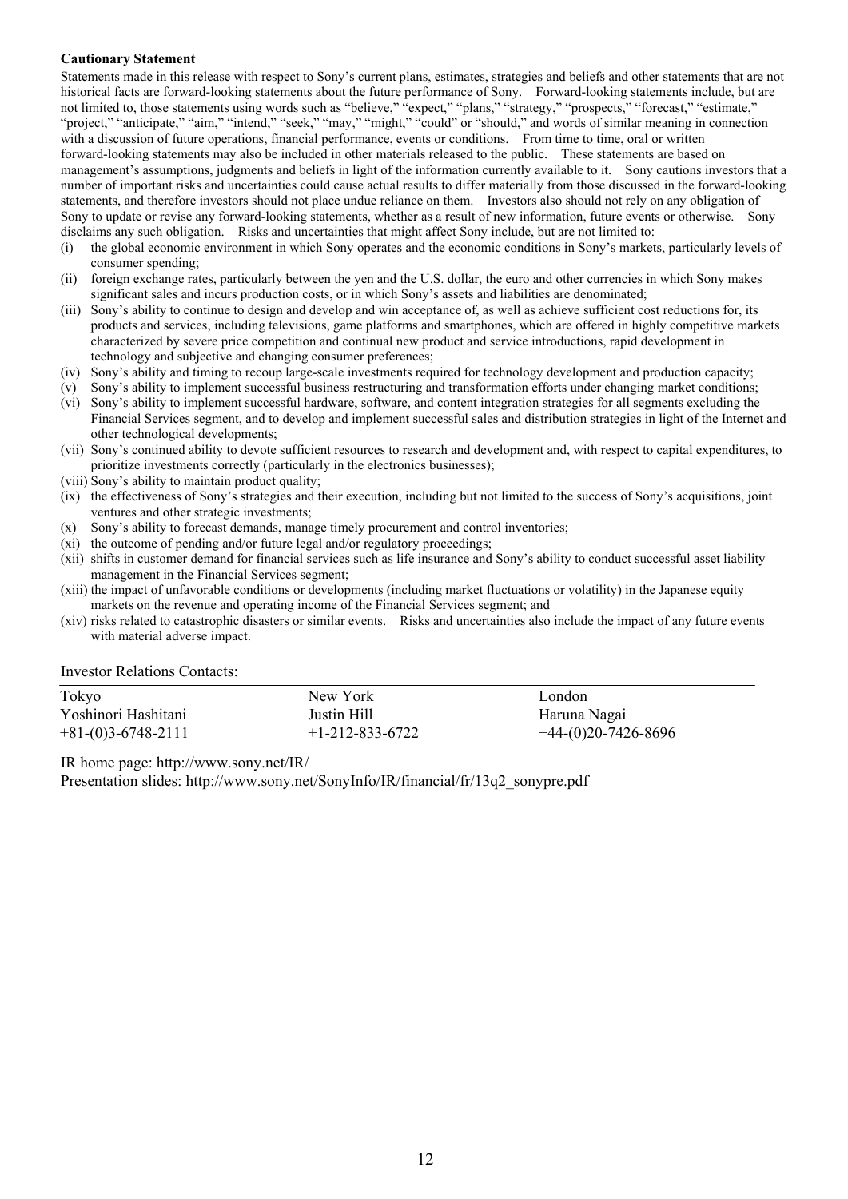**Cautionary Statement**

Statements made in this release with respect to Sony's current plans, estimates, strategies and beliefs and other statements that are not historical facts are forward-looking statements about the future performance of Sony. Forward-looking statements include, but are not limited to, those statements using words such as "believe," "expect," "plans," "strategy," "prospects," "forecast," "estimate," "project," "anticipate," "aim," "intend," "seek," "may," "might," "could" or "should," and words of similar meaning in connection with a discussion of future operations, financial performance, events or conditions. From time to time, oral or written forward-looking statements may also be included in other materials released to the public. These statements are based on management's assumptions, judgments and beliefs in light of the information currently available to it. Sony cautions investors that a number of important risks and uncertainties could cause actual results to differ materially from those discussed in the forward-looking statements, and therefore investors should not place undue reliance on them. Investors also should not rely on any obligation of Sony to update or revise any forward-looking statements, whether as a result of new information, future events or otherwise. Sony disclaims any such obligation. Risks and uncertainties that might affect Sony include, but are not limited to:

(i) the global economic environment in which Sony operates and the economic conditions in Sony's markets, particularly levels of consumer spending;
(ii) foreign exchange rates, particularly between the yen and the U.S. dollar, the euro and other currencies in which Sony makes significant sales and incurs production costs, or in which Sony's assets and liabilities are denominated;
(iii) Sony's ability to continue to design and develop and win acceptance of, as well as achieve sufficient cost reductions for, its products and services, including televisions, game platforms and smartphones, which are offered in highly competitive markets characterized by severe price competition and continual new product and service introductions, rapid development in technology and subjective and changing consumer preferences;
(iv) Sony's ability and timing to recoup large-scale investments required for technology development and production capacity;
(v) Sony's ability to implement successful business restructuring and transformation efforts under changing market conditions;
(vi) Sony's ability to implement successful hardware, software, and content integration strategies for all segments excluding the Financial Services segment, and to develop and implement successful sales and distribution strategies in light of the Internet and other technological developments;
(vii) Sony's continued ability to devote sufficient resources to research and development and, with respect to capital expenditures, to prioritize investments correctly (particularly in the electronics businesses);
(viii) Sony's ability to maintain product quality;
(ix) the effectiveness of Sony's strategies and their execution, including but not limited to the success of Sony's acquisitions, joint ventures and other strategic investments;
(x) Sony's ability to forecast demands, manage timely procurement and control inventories;
(xi) the outcome of pending and/or future legal and/or regulatory proceedings;
(xii) shifts in customer demand for financial services such as life insurance and Sony's ability to conduct successful asset liability management in the Financial Services segment;
(xiii) the impact of unfavorable conditions or developments (including market fluctuations or volatility) in the Japanese equity markets on the revenue and operating income of the Financial Services segment; and
(xiv) risks related to catastrophic disasters or similar events. Risks and uncertainties also include the impact of any future events with material adverse impact.

Investor Relations Contacts:

| Tokyo | New York | London |
| --- | --- | --- |
| Yoshinori Hashitani | Justin Hill | Haruna Nagai |
| +81-(0)3-6748-2111 | +1-212-833-6722 | +44-(0)20-7426-8696 |

IR home page: http://www.sony.net/IR/

Presentation slides: http://www.sony.net/SonyInfo/IR/financial/fr/13q2_sonypre.pdf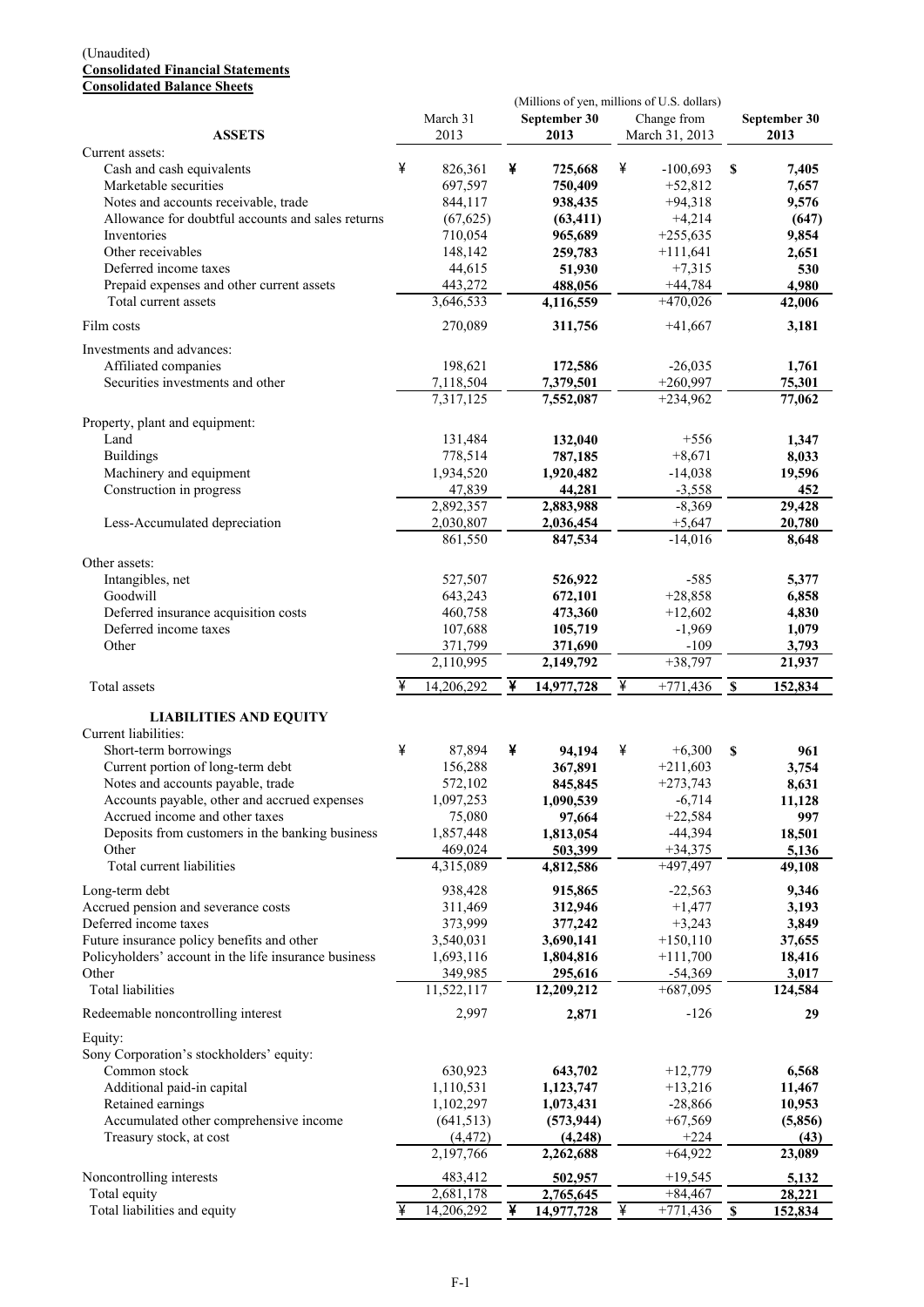(Unaudited)

**Consolidated Financial Statements**

**Consolidated Balance Sheets**

| | (Millions of yen, millions of U.S. dollars) | | | |
|---|---|---|---|---|
| **ASSETS** | March 31 2013 | **September 30 2013** | Change from March 31, 2013 | **September 30 2013** |
| Current assets: | | | | |
| Cash and cash equivalents | ¥ 826,361 | ¥ **725,668** | ¥ -100,693 | $ **7,405** |
| Marketable securities | 697,597 | **750,409** | +52,812 | **7,657** |
| Notes and accounts receivable, trade | 844,117 | **938,435** | +94,318 | **9,576** |
| Allowance for doubtful accounts and sales returns | (67,625) | **(63,411)** | +4,214 | **(647)** |
| Inventories | 710,054 | **965,689** | +255,635 | **9,854** |
| Other receivables | 148,142 | **259,783** | +111,641 | **2,651** |
| Deferred income taxes | 44,615 | **51,930** | +7,315 | **530** |
| Prepaid expenses and other current assets | 443,272 | **488,056** | +44,784 | **4,980** |
| Total current assets | 3,646,533 | **4,116,559** | +470,026 | **42,006** |
| Film costs | 270,089 | **311,756** | +41,667 | **3,181** |
| Investments and advances: | | | | |
| Affiliated companies | 198,621 | **172,586** | -26,035 | **1,761** |
| Securities investments and other | 7,118,504 | **7,379,501** | +260,997 | **75,301** |
| | 7,317,125 | **7,552,087** | +234,962 | **77,062** |
| Property, plant and equipment: | | | | |
| Land | 131,484 | **132,040** | +556 | **1,347** |
| Buildings | 778,514 | **787,185** | +8,671 | **8,033** |
| Machinery and equipment | 1,934,520 | **1,920,482** | -14,038 | **19,596** |
| Construction in progress | 47,839 | **44,281** | -3,558 | **452** |
| | 2,892,357 | **2,883,988** | -8,369 | **29,428** |
| Less-Accumulated depreciation | 2,030,807 | **2,036,454** | +5,647 | **20,780** |
| | 861,550 | **847,534** | -14,016 | **8,648** |
| Other assets: | | | | |
| Intangibles, net | 527,507 | **526,922** | -585 | **5,377** |
| Goodwill | 643,243 | **672,101** | +28,858 | **6,858** |
| Deferred insurance acquisition costs | 460,758 | **473,360** | +12,602 | **4,830** |
| Deferred income taxes | 107,688 | **105,719** | -1,969 | **1,079** |
| Other | 371,799 | **371,690** | -109 | **3,793** |
| | 2,110,995 | **2,149,792** | +38,797 | **21,937** |
| Total assets | ¥ 14,206,292 | ¥ **14,977,728** | ¥ +771,436 | $ **152,834** |
| **LIABILITIES AND EQUITY** | | | | |
| Current liabilities: | | | | |
| Short-term borrowings | ¥ 87,894 | ¥ **94,194** | ¥ +6,300 | $ **961** |
| Current portion of long-term debt | 156,288 | **367,891** | +211,603 | **3,754** |
| Notes and accounts payable, trade | 572,102 | **845,845** | +273,743 | **8,631** |
| Accounts payable, other and accrued expenses | 1,097,253 | **1,090,539** | -6,714 | **11,128** |
| Accrued income and other taxes | 75,080 | **97,664** | +22,584 | **997** |
| Deposits from customers in the banking business | 1,857,448 | **1,813,054** | -44,394 | **18,501** |
| Other | 469,024 | **503,399** | +34,375 | **5,136** |
| Total current liabilities | 4,315,089 | **4,812,586** | +497,497 | **49,108** |
| Long-term debt | 938,428 | **915,865** | -22,563 | **9,346** |
| Accrued pension and severance costs | 311,469 | **312,946** | +1,477 | **3,193** |
| Deferred income taxes | 373,999 | **377,242** | +3,243 | **3,849** |
| Future insurance policy benefits and other | 3,540,031 | **3,690,141** | +150,110 | **37,655** |
| Policyholders' account in the life insurance business | 1,693,116 | **1,804,816** | +111,700 | **18,416** |
| Other | 349,985 | **295,616** | -54,369 | **3,017** |
| Total liabilities | 11,522,117 | **12,209,212** | +687,095 | **124,584** |
| Redeemable noncontrolling interest | 2,997 | **2,871** | -126 | **29** |
| Equity: | | | | |
| Sony Corporation's stockholders' equity: | | | | |
| Common stock | 630,923 | **643,702** | +12,779 | **6,568** |
| Additional paid-in capital | 1,110,531 | **1,123,747** | +13,216 | **11,467** |
| Retained earnings | 1,102,297 | **1,073,431** | -28,866 | **10,953** |
| Accumulated other comprehensive income | (641,513) | **(573,944)** | +67,569 | **(5,856)** |
| Treasury stock, at cost | (4,472) | **(4,248)** | +224 | **(43)** |
| | 2,197,766 | **2,262,688** | +64,922 | **23,089** |
| Noncontrolling interests | 483,412 | **502,957** | +19,545 | **5,132** |
| Total equity | 2,681,178 | **2,765,645** | +84,467 | **28,221** |
| Total liabilities and equity | ¥ 14,206,292 | ¥ **14,977,728** | ¥ +771,436 | $ **152,834** |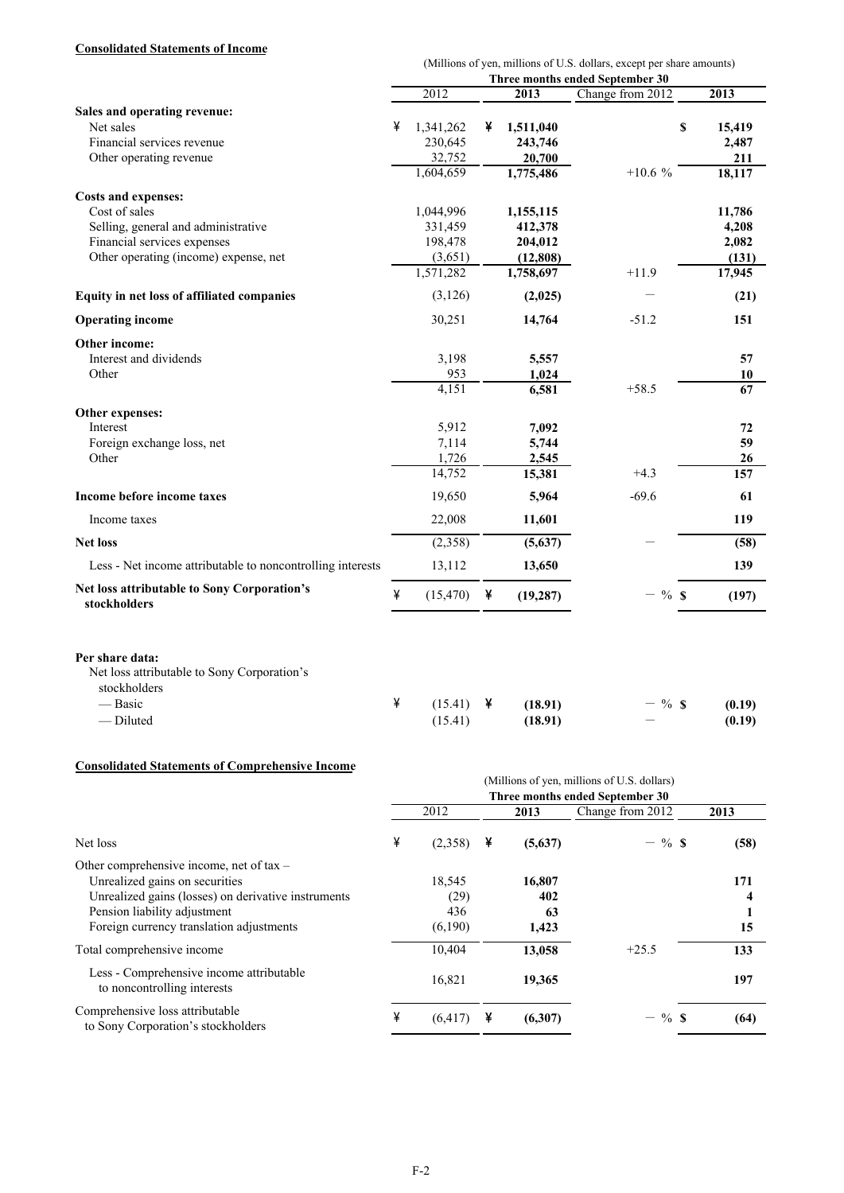**Consolidated Statements of Income**

(Millions of yen, millions of U.S. dollars, except per share amounts)

| | Three months ended September 30 | | | |
|---|---|---|---|---|
| | 2012 | 2013 | Change from 2012 | 2013 |
| **Sales and operating revenue:** | | | | |
| Net sales | ¥ 1,341,262 | ¥ **1,511,040** | | $ **15,419** |
| Financial services revenue | 230,645 | **243,746** | | **2,487** |
| Other operating revenue | 32,752 | **20,700** | | **211** |
| | 1,604,659 | **1,775,486** | +10.6 % | **18,117** |
| **Costs and expenses:** | | | | |
| Cost of sales | 1,044,996 | **1,155,115** | | **11,786** |
| Selling, general and administrative | 331,459 | **412,378** | | **4,208** |
| Financial services expenses | 198,478 | **204,012** | | **2,082** |
| Other operating (income) expense, net | (3,651) | **(12,808)** | | **(131)** |
| | 1,571,282 | **1,758,697** | +11.9 | **17,945** |
| **Equity in net loss of affiliated companies** | (3,126) | **(2,025)** | － | **(21)** |
| **Operating income** | 30,251 | **14,764** | -51.2 | **151** |
| **Other income:** | | | | |
| Interest and dividends | 3,198 | **5,557** | | **57** |
| Other | 953 | **1,024** | | **10** |
| | 4,151 | **6,581** | +58.5 | **67** |
| **Other expenses:** | | | | |
| Interest | 5,912 | **7,092** | | **72** |
| Foreign exchange loss, net | 7,114 | **5,744** | | **59** |
| Other | 1,726 | **2,545** | | **26** |
| | 14,752 | **15,381** | +4.3 | **157** |
| **Income before income taxes** | 19,650 | **5,964** | -69.6 | **61** |
| Income taxes | 22,008 | **11,601** | | **119** |
| **Net loss** | (2,358) | **(5,637)** | － | **(58)** |
| Less - Net income attributable to noncontrolling interests | 13,112 | **13,650** | | **139** |
| **Net loss attributable to Sony Corporation's stockholders** | ¥ (15,470) | ¥ **(19,287)** | － % | $ **(197)** |
| | | | | |
| **Per share data:** | | | | |
| Net loss attributable to Sony Corporation's stockholders | | | | |
| — Basic | ¥ (15.41) | ¥ **(18.91)** | － % | $ **(0.19)** |
| — Diluted | (15.41) | **(18.91)** | － | **(0.19)** |

**Consolidated Statements of Comprehensive Income**

(Millions of yen, millions of U.S. dollars)

| | Three months ended September 30 | | | |
|---|---|---|---|---|
| | 2012 | 2013 | Change from 2012 | 2013 |
| Net loss | ¥ (2,358) | ¥ **(5,637)** | － % | $ **(58)** |
| Other comprehensive income, net of tax – | | | | |
| Unrealized gains on securities | 18,545 | **16,807** | | **171** |
| Unrealized gains (losses) on derivative instruments | (29) | **402** | | **4** |
| Pension liability adjustment | 436 | **63** | | **1** |
| Foreign currency translation adjustments | (6,190) | **1,423** | | **15** |
| Total comprehensive income | 10,404 | **13,058** | +25.5 | **133** |
| Less - Comprehensive income attributable to noncontrolling interests | 16,821 | **19,365** | | **197** |
| Comprehensive loss attributable to Sony Corporation's stockholders | ¥ (6,417) | ¥ **(6,307)** | － % | $ **(64)** |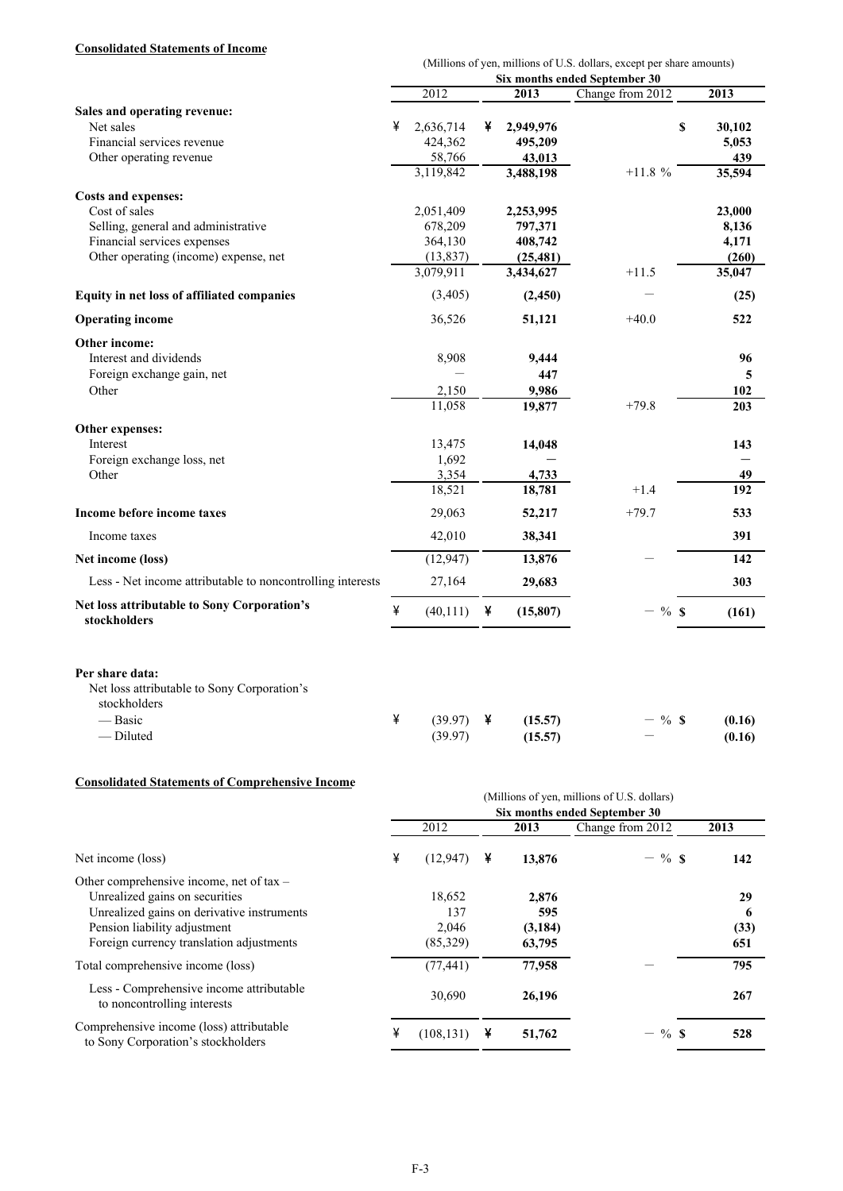**Consolidated Statements of Income**

| | (Millions of yen, millions of U.S. dollars, except per share amounts) | | | |
|---|---|---|---|---|
| | Six months ended September 30 | | | |
| | 2012 | 2013 | Change from 2012 | 2013 |
| **Sales and operating revenue:** | | | | |
| Net sales | ¥ 2,636,714 | ¥ **2,949,976** | | $ **30,102** |
| Financial services revenue | 424,362 | **495,209** | | **5,053** |
| Other operating revenue | 58,766 | **43,013** | | **439** |
| | 3,119,842 | **3,488,198** | +11.8 % | **35,594** |
| **Costs and expenses:** | | | | |
| Cost of sales | 2,051,409 | **2,253,995** | | **23,000** |
| Selling, general and administrative | 678,209 | **797,371** | | **8,136** |
| Financial services expenses | 364,130 | **408,742** | | **4,171** |
| Other operating (income) expense, net | (13,837) | **(25,481)** | | **(260)** |
| | 3,079,911 | **3,434,627** | +11.5 | **35,047** |
| **Equity in net loss of affiliated companies** | (3,405) | **(2,450)** | − | **(25)** |
| **Operating income** | 36,526 | **51,121** | +40.0 | **522** |
| **Other income:** | | | | |
| Interest and dividends | 8,908 | **9,444** | | **96** |
| Foreign exchange gain, net | − | **447** | | **5** |
| Other | 2,150 | **9,986** | | **102** |
| | 11,058 | **19,877** | +79.8 | **203** |
| **Other expenses:** | | | | |
| Interest | 13,475 | **14,048** | | **143** |
| Foreign exchange loss, net | 1,692 | **−** | | **−** |
| Other | 3,354 | **4,733** | | **49** |
| | 18,521 | **18,781** | +1.4 | **192** |
| **Income before income taxes** | 29,063 | **52,217** | +79.7 | **533** |
| Income taxes | 42,010 | **38,341** | | **391** |
| **Net income (loss)** | (12,947) | **13,876** | − | **142** |
| Less - Net income attributable to noncontrolling interests | 27,164 | **29,683** | | **303** |
| **Net loss attributable to Sony Corporation's stockholders** | ¥ (40,111) | ¥ **(15,807)** | − % | $ **(161)** |
| | | | | |
| **Per share data:** | | | | |
| Net loss attributable to Sony Corporation's stockholders | | | | |
| — Basic | ¥ (39.97) | ¥ **(15.57)** | − % | $ **(0.16)** |
| — Diluted | (39.97) | **(15.57)** | − | **(0.16)** |

**Consolidated Statements of Comprehensive Income**

| | (Millions of yen, millions of U.S. dollars) | | | |
|---|---|---|---|---|
| | Six months ended September 30 | | | |
| | 2012 | 2013 | Change from 2012 | 2013 |
| Net income (loss) | ¥ (12,947) | ¥ **13,876** | − % | $ **142** |
| Other comprehensive income, net of tax – | | | | |
| Unrealized gains on securities | 18,652 | **2,876** | | **29** |
| Unrealized gains on derivative instruments | 137 | **595** | | **6** |
| Pension liability adjustment | 2,046 | **(3,184)** | | **(33)** |
| Foreign currency translation adjustments | (85,329) | **63,795** | | **651** |
| Total comprehensive income (loss) | (77,441) | **77,958** | − | **795** |
| Less - Comprehensive income attributable to noncontrolling interests | 30,690 | **26,196** | | **267** |
| Comprehensive income (loss) attributable to Sony Corporation's stockholders | ¥ (108,131) | ¥ **51,762** | − % | $ **528** |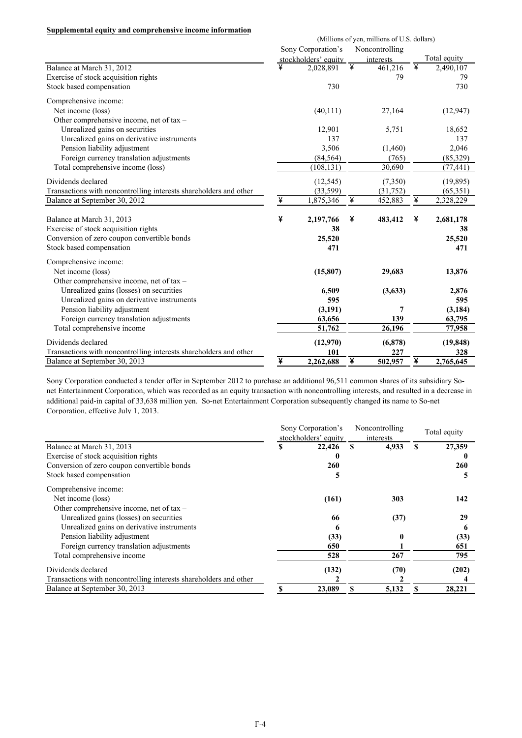**Supplemental equity and comprehensive income information**

(Millions of yen, millions of U.S. dollars)

| | Sony Corporation's stockholders' equity | Noncontrolling interests | Total equity |
|---|---|---|---|
| Balance at March 31, 2012 | ¥ 2,028,891 | ¥ 461,216 | ¥ 2,490,107 |
| Exercise of stock acquisition rights | | 79 | 79 |
| Stock based compensation | 730 | | 730 |
| Comprehensive income: | | | |
| Net income (loss) | (40,111) | 27,164 | (12,947) |
| Other comprehensive income, net of tax – | | | |
| Unrealized gains on securities | 12,901 | 5,751 | 18,652 |
| Unrealized gains on derivative instruments | 137 | | 137 |
| Pension liability adjustment | 3,506 | (1,460) | 2,046 |
| Foreign currency translation adjustments | (84,564) | (765) | (85,329) |
| Total comprehensive income (loss) | (108,131) | 30,690 | (77,441) |
| Dividends declared | (12,545) | (7,350) | (19,895) |
| Transactions with noncontrolling interests shareholders and other | (33,599) | (31,752) | (65,351) |
| Balance at September 30, 2012 | ¥ 1,875,346 | ¥ 452,883 | ¥ 2,328,229 |
| | | | |
| Balance at March 31, 2013 | **¥ 2,197,766** | **¥ 483,412** | **¥ 2,681,178** |
| Exercise of stock acquisition rights | **38** | | **38** |
| Conversion of zero coupon convertible bonds | **25,520** | | **25,520** |
| Stock based compensation | **471** | | **471** |
| Comprehensive income: | | | |
| Net income (loss) | **(15,807)** | **29,683** | **13,876** |
| Other comprehensive income, net of tax – | | | |
| Unrealized gains (losses) on securities | **6,509** | **(3,633)** | **2,876** |
| Unrealized gains on derivative instruments | **595** | | **595** |
| Pension liability adjustment | **(3,191)** | **7** | **(3,184)** |
| Foreign currency translation adjustments | **63,656** | **139** | **63,795** |
| Total comprehensive income | **51,762** | **26,196** | **77,958** |
| Dividends declared | **(12,970)** | **(6,878)** | **(19,848)** |
| Transactions with noncontrolling interests shareholders and other | **101** | **227** | **328** |
| Balance at September 30, 2013 | **¥ 2,262,688** | **¥ 502,957** | **¥ 2,765,645** |

Sony Corporation conducted a tender offer in September 2012 to purchase an additional 96,511 common shares of its subsidiary So-net Entertainment Corporation, which was recorded as an equity transaction with noncontrolling interests, and resulted in a decrease in additional paid-in capital of 33,638 million yen. So-net Entertainment Corporation subsequently changed its name to So-net Corporation, effective July 1, 2013.

| | Sony Corporation's stockholders' equity | Noncontrolling interests | Total equity |
|---|---|---|---|
| Balance at March 31, 2013 | **$ 22,426** | **$ 4,933** | **$ 27,359** |
| Exercise of stock acquisition rights | **0** | | **0** |
| Conversion of zero coupon convertible bonds | **260** | | **260** |
| Stock based compensation | **5** | | **5** |
| Comprehensive income: | | | |
| Net income (loss) | **(161)** | **303** | **142** |
| Other comprehensive income, net of tax – | | | |
| Unrealized gains (losses) on securities | **66** | **(37)** | **29** |
| Unrealized gains on derivative instruments | **6** | | **6** |
| Pension liability adjustment | **(33)** | **0** | **(33)** |
| Foreign currency translation adjustments | **650** | **1** | **651** |
| Total comprehensive income | **528** | **267** | **795** |
| Dividends declared | **(132)** | **(70)** | **(202)** |
| Transactions with noncontrolling interests shareholders and other | **2** | **2** | **4** |
| Balance at September 30, 2013 | **$ 23,089** | **$ 5,132** | **$ 28,221** |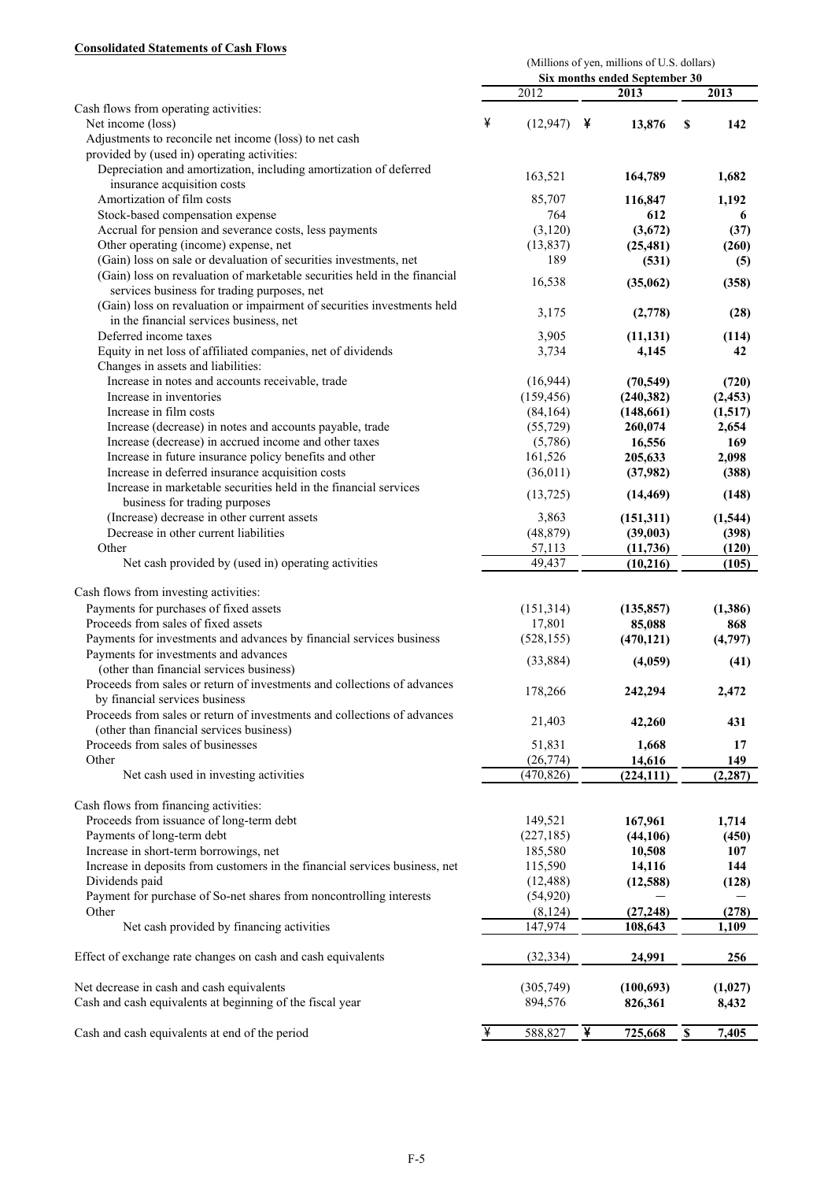**Consolidated Statements of Cash Flows**

| | (Millions of yen, millions of U.S. dollars) | | |
|---|---|---|---|
| | Six months ended September 30 | | |
| | 2012 | 2013 | 2013 |
| Cash flows from operating activities: | | | |
| Net income (loss) | ¥ (12,947) | ¥ **13,876** | $ **142** |
| Adjustments to reconcile net income (loss) to net cash provided by (used in) operating activities: | | | |
| Depreciation and amortization, including amortization of deferred insurance acquisition costs | 163,521 | **164,789** | **1,682** |
| Amortization of film costs | 85,707 | **116,847** | **1,192** |
| Stock-based compensation expense | 764 | **612** | **6** |
| Accrual for pension and severance costs, less payments | (3,120) | **(3,672)** | **(37)** |
| Other operating (income) expense, net | (13,837) | **(25,481)** | **(260)** |
| (Gain) loss on sale or devaluation of securities investments, net | 189 | **(531)** | **(5)** |
| (Gain) loss on revaluation of marketable securities held in the financial services business for trading purposes, net | 16,538 | **(35,062)** | **(358)** |
| (Gain) loss on revaluation or impairment of securities investments held in the financial services business, net | 3,175 | **(2,778)** | **(28)** |
| Deferred income taxes | 3,905 | **(11,131)** | **(114)** |
| Equity in net loss of affiliated companies, net of dividends | 3,734 | **4,145** | **42** |
| Changes in assets and liabilities: | | | |
| Increase in notes and accounts receivable, trade | (16,944) | **(70,549)** | **(720)** |
| Increase in inventories | (159,456) | **(240,382)** | **(2,453)** |
| Increase in film costs | (84,164) | **(148,661)** | **(1,517)** |
| Increase (decrease) in notes and accounts payable, trade | (55,729) | **260,074** | **2,654** |
| Increase (decrease) in accrued income and other taxes | (5,786) | **16,556** | **169** |
| Increase in future insurance policy benefits and other | 161,526 | **205,633** | **2,098** |
| Increase in deferred insurance acquisition costs | (36,011) | **(37,982)** | **(388)** |
| Increase in marketable securities held in the financial services business for trading purposes | (13,725) | **(14,469)** | **(148)** |
| (Increase) decrease in other current assets | 3,863 | **(151,311)** | **(1,544)** |
| Decrease in other current liabilities | (48,879) | **(39,003)** | **(398)** |
| Other | 57,113 | **(11,736)** | **(120)** |
| Net cash provided by (used in) operating activities | 49,437 | **(10,216)** | **(105)** |
| Cash flows from investing activities: | | | |
| Payments for purchases of fixed assets | (151,314) | **(135,857)** | **(1,386)** |
| Proceeds from sales of fixed assets | 17,801 | **85,088** | **868** |
| Payments for investments and advances by financial services business | (528,155) | **(470,121)** | **(4,797)** |
| Payments for investments and advances (other than financial services business) | (33,884) | **(4,059)** | **(41)** |
| Proceeds from sales or return of investments and collections of advances by financial services business | 178,266 | **242,294** | **2,472** |
| Proceeds from sales or return of investments and collections of advances (other than financial services business) | 21,403 | **42,260** | **431** |
| Proceeds from sales of businesses | 51,831 | **1,668** | **17** |
| Other | (26,774) | **14,616** | **149** |
| Net cash used in investing activities | (470,826) | **(224,111)** | **(2,287)** |
| Cash flows from financing activities: | | | |
| Proceeds from issuance of long-term debt | 149,521 | **167,961** | **1,714** |
| Payments of long-term debt | (227,185) | **(44,106)** | **(450)** |
| Increase in short-term borrowings, net | 185,580 | **10,508** | **107** |
| Increase in deposits from customers in the financial services business, net | 115,590 | **14,116** | **144** |
| Dividends paid | (12,488) | **(12,588)** | **(128)** |
| Payment for purchase of So-net shares from noncontrolling interests | (54,920) | **—** | **—** |
| Other | (8,124) | **(27,248)** | **(278)** |
| Net cash provided by financing activities | 147,974 | **108,643** | **1,109** |
| Effect of exchange rate changes on cash and cash equivalents | (32,334) | **24,991** | **256** |
| Net decrease in cash and cash equivalents | (305,749) | **(100,693)** | **(1,027)** |
| Cash and cash equivalents at beginning of the fiscal year | 894,576 | **826,361** | **8,432** |
| Cash and cash equivalents at end of the period | ¥ 588,827 | ¥ **725,668** | $ **7,405** |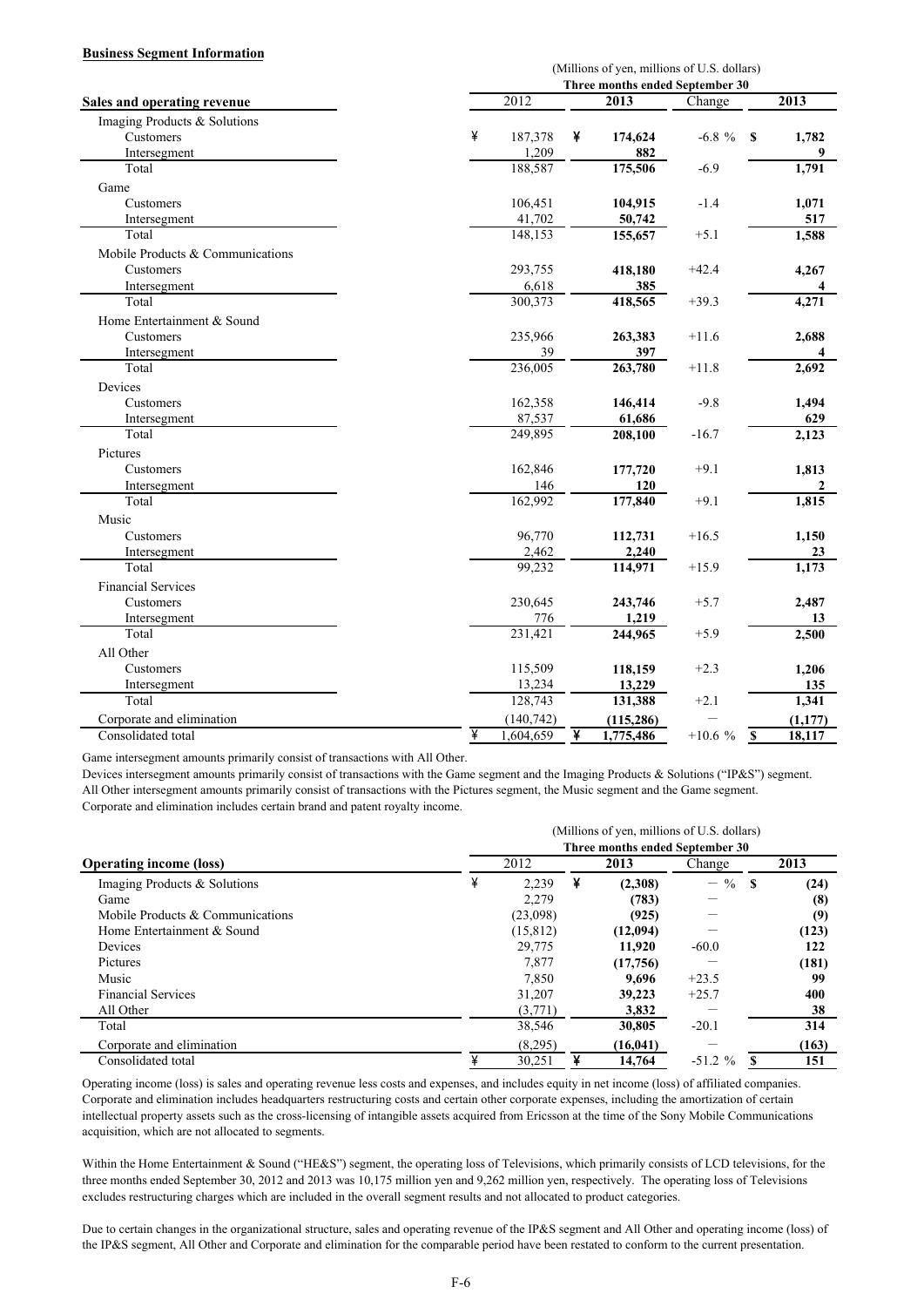**Business Segment Information**

| Sales and operating revenue | (Millions of yen, millions of U.S. dollars) | | | |
|---|---|---|---|---|
| | Three months ended September 30 | | | |
| | 2012 | 2013 | Change | 2013 |
| Imaging Products & Solutions | | | | |
| Customers | ¥ 187,378 | ¥ **174,624** | -6.8 % | $ **1,782** |
| Intersegment | 1,209 | **882** | | **9** |
| Total | 188,587 | **175,506** | -6.9 | **1,791** |
| Game | | | | |
| Customers | 106,451 | **104,915** | -1.4 | **1,071** |
| Intersegment | 41,702 | **50,742** | | **517** |
| Total | 148,153 | **155,657** | +5.1 | **1,588** |
| Mobile Products & Communications | | | | |
| Customers | 293,755 | **418,180** | +42.4 | **4,267** |
| Intersegment | 6,618 | **385** | | **4** |
| Total | 300,373 | **418,565** | +39.3 | **4,271** |
| Home Entertainment & Sound | | | | |
| Customers | 235,966 | **263,383** | +11.6 | **2,688** |
| Intersegment | 39 | **397** | | **4** |
| Total | 236,005 | **263,780** | +11.8 | **2,692** |
| Devices | | | | |
| Customers | 162,358 | **146,414** | -9.8 | **1,494** |
| Intersegment | 87,537 | **61,686** | | **629** |
| Total | 249,895 | **208,100** | -16.7 | **2,123** |
| Pictures | | | | |
| Customers | 162,846 | **177,720** | +9.1 | **1,813** |
| Intersegment | 146 | **120** | | **2** |
| Total | 162,992 | **177,840** | +9.1 | **1,815** |
| Music | | | | |
| Customers | 96,770 | **112,731** | +16.5 | **1,150** |
| Intersegment | 2,462 | **2,240** | | **23** |
| Total | 99,232 | **114,971** | +15.9 | **1,173** |
| Financial Services | | | | |
| Customers | 230,645 | **243,746** | +5.7 | **2,487** |
| Intersegment | 776 | **1,219** | | **13** |
| Total | 231,421 | **244,965** | +5.9 | **2,500** |
| All Other | | | | |
| Customers | 115,509 | **118,159** | +2.3 | **1,206** |
| Intersegment | 13,234 | **13,229** | | **135** |
| Total | 128,743 | **131,388** | +2.1 | **1,341** |
| Corporate and elimination | (140,742) | **(115,286)** | — | **(1,177)** |
| Consolidated total | ¥ 1,604,659 | ¥ **1,775,486** | +10.6 % | $ **18,117** |

Game intersegment amounts primarily consist of transactions with All Other.
Devices intersegment amounts primarily consist of transactions with the Game segment and the Imaging Products & Solutions ("IP&S") segment.
All Other intersegment amounts primarily consist of transactions with the Pictures segment, the Music segment and the Game segment.
Corporate and elimination includes certain brand and patent royalty income.

| Operating income (loss) | (Millions of yen, millions of U.S. dollars) | | | |
|---|---|---|---|---|
| | Three months ended September 30 | | | |
| | 2012 | 2013 | Change | 2013 |
| Imaging Products & Solutions | ¥ 2,239 | ¥ **(2,308)** | — % | $ **(24)** |
| Game | 2,279 | **(783)** | — | **(8)** |
| Mobile Products & Communications | (23,098) | **(925)** | — | **(9)** |
| Home Entertainment & Sound | (15,812) | **(12,094)** | — | **(123)** |
| Devices | 29,775 | **11,920** | -60.0 | **122** |
| Pictures | 7,877 | **(17,756)** | — | **(181)** |
| Music | 7,850 | **9,696** | +23.5 | **99** |
| Financial Services | 31,207 | **39,223** | +25.7 | **400** |
| All Other | (3,771) | **3,832** | — | **38** |
| Total | 38,546 | **30,805** | -20.1 | **314** |
| Corporate and elimination | (8,295) | **(16,041)** | — | **(163)** |
| Consolidated total | ¥ 30,251 | ¥ **14,764** | -51.2 % | $ **151** |

Operating income (loss) is sales and operating revenue less costs and expenses, and includes equity in net income (loss) of affiliated companies. Corporate and elimination includes headquarters restructuring costs and certain other corporate expenses, including the amortization of certain intellectual property assets such as the cross-licensing of intangible assets acquired from Ericsson at the time of the Sony Mobile Communications acquisition, which are not allocated to segments.

Within the Home Entertainment & Sound ("HE&S") segment, the operating loss of Televisions, which primarily consists of LCD televisions, for the three months ended September 30, 2012 and 2013 was 10,175 million yen and 9,262 million yen, respectively. The operating loss of Televisions excludes restructuring charges which are included in the overall segment results and not allocated to product categories.

Due to certain changes in the organizational structure, sales and operating revenue of the IP&S segment and All Other and operating income (loss) of the IP&S segment, All Other and Corporate and elimination for the comparable period have been restated to conform to the current presentation.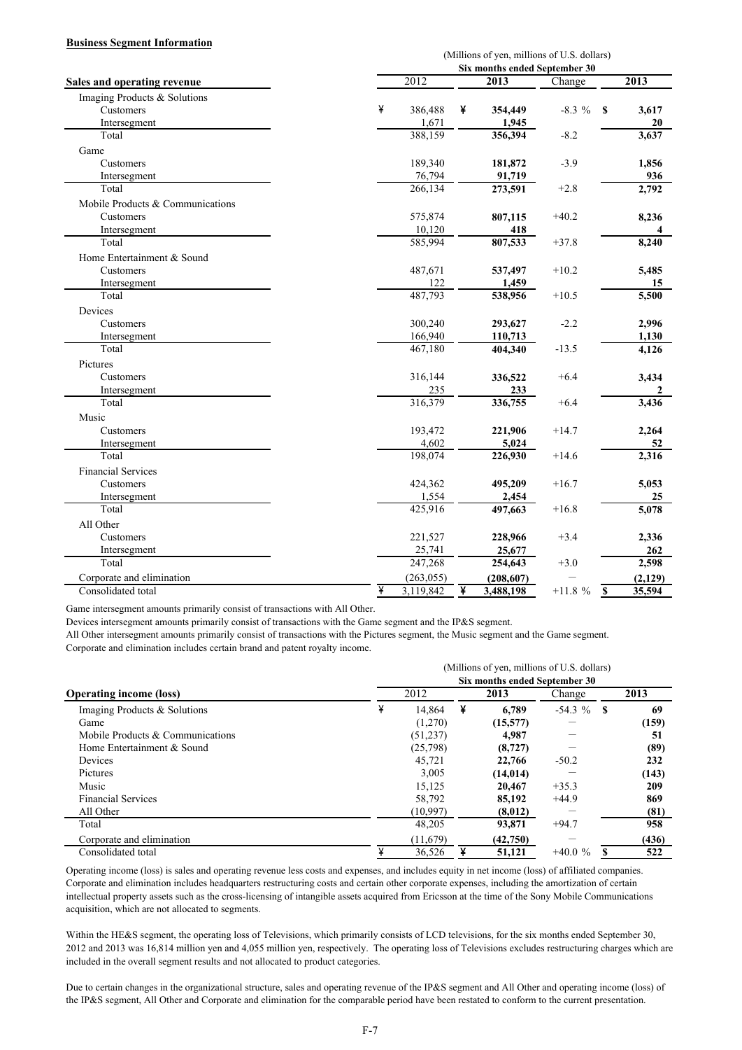**Business Segment Information**

| Sales and operating revenue | 2012 | 2013 | Change | 2013 |
|---|---|---|---|---|
| | (Millions of yen, millions of U.S. dollars) | | | |
| | Six months ended September 30 | | | |
| Imaging Products & Solutions | | | | |
| Customers | ¥ 386,488 | ¥ **354,449** | -8.3 % | $ **3,617** |
| Intersegment | 1,671 | **1,945** | | **20** |
| Total | 388,159 | **356,394** | -8.2 | **3,637** |
| Game | | | | |
| Customers | 189,340 | **181,872** | -3.9 | **1,856** |
| Intersegment | 76,794 | **91,719** | | **936** |
| Total | 266,134 | **273,591** | +2.8 | **2,792** |
| Mobile Products & Communications | | | | |
| Customers | 575,874 | **807,115** | +40.2 | **8,236** |
| Intersegment | 10,120 | **418** | | **4** |
| Total | 585,994 | **807,533** | +37.8 | **8,240** |
| Home Entertainment & Sound | | | | |
| Customers | 487,671 | **537,497** | +10.2 | **5,485** |
| Intersegment | 122 | **1,459** | | **15** |
| Total | 487,793 | **538,956** | +10.5 | **5,500** |
| Devices | | | | |
| Customers | 300,240 | **293,627** | -2.2 | **2,996** |
| Intersegment | 166,940 | **110,713** | | **1,130** |
| Total | 467,180 | **404,340** | -13.5 | **4,126** |
| Pictures | | | | |
| Customers | 316,144 | **336,522** | +6.4 | **3,434** |
| Intersegment | 235 | **233** | | **2** |
| Total | 316,379 | **336,755** | +6.4 | **3,436** |
| Music | | | | |
| Customers | 193,472 | **221,906** | +14.7 | **2,264** |
| Intersegment | 4,602 | **5,024** | | **52** |
| Total | 198,074 | **226,930** | +14.6 | **2,316** |
| Financial Services | | | | |
| Customers | 424,362 | **495,209** | +16.7 | **5,053** |
| Intersegment | 1,554 | **2,454** | | **25** |
| Total | 425,916 | **497,663** | +16.8 | **5,078** |
| All Other | | | | |
| Customers | 221,527 | **228,966** | +3.4 | **2,336** |
| Intersegment | 25,741 | **25,677** | | **262** |
| Total | 247,268 | **254,643** | +3.0 | **2,598** |
| Corporate and elimination | (263,055) | **(208,607)** | — | **(2,129)** |
| Consolidated total | ¥ 3,119,842 | ¥ **3,488,198** | +11.8 % | $ **35,594** |

Game intersegment amounts primarily consist of transactions with All Other.

Devices intersegment amounts primarily consist of transactions with the Game segment and the IP&S segment.

All Other intersegment amounts primarily consist of transactions with the Pictures segment, the Music segment and the Game segment.

Corporate and elimination includes certain brand and patent royalty income.

| Operating income (loss) | 2012 | 2013 | Change | 2013 |
|---|---|---|---|---|
| | (Millions of yen, millions of U.S. dollars) | | | |
| | Six months ended September 30 | | | |
| Imaging Products & Solutions | ¥ 14,864 | ¥ **6,789** | -54.3 % | $ **69** |
| Game | (1,270) | **(15,577)** | — | **(159)** |
| Mobile Products & Communications | (51,237) | **4,987** | — | **51** |
| Home Entertainment & Sound | (25,798) | **(8,727)** | — | **(89)** |
| Devices | 45,721 | **22,766** | -50.2 | **232** |
| Pictures | 3,005 | **(14,014)** | — | **(143)** |
| Music | 15,125 | **20,467** | +35.3 | **209** |
| Financial Services | 58,792 | **85,192** | +44.9 | **869** |
| All Other | (10,997) | **(8,012)** | — | **(81)** |
| Total | 48,205 | **93,871** | +94.7 | **958** |
| Corporate and elimination | (11,679) | **(42,750)** | — | **(436)** |
| Consolidated total | ¥ 36,526 | ¥ **51,121** | +40.0 % | $ **522** |

Operating income (loss) is sales and operating revenue less costs and expenses, and includes equity in net income (loss) of affiliated companies. Corporate and elimination includes headquarters restructuring costs and certain other corporate expenses, including the amortization of certain intellectual property assets such as the cross-licensing of intangible assets acquired from Ericsson at the time of the Sony Mobile Communications acquisition, which are not allocated to segments.

Within the HE&S segment, the operating loss of Televisions, which primarily consists of LCD televisions, for the six months ended September 30, 2012 and 2013 was 16,814 million yen and 4,055 million yen, respectively. The operating loss of Televisions excludes restructuring charges which are included in the overall segment results and not allocated to product categories.

Due to certain changes in the organizational structure, sales and operating revenue of the IP&S segment and All Other and operating income (loss) of the IP&S segment, All Other and Corporate and elimination for the comparable period have been restated to conform to the current presentation.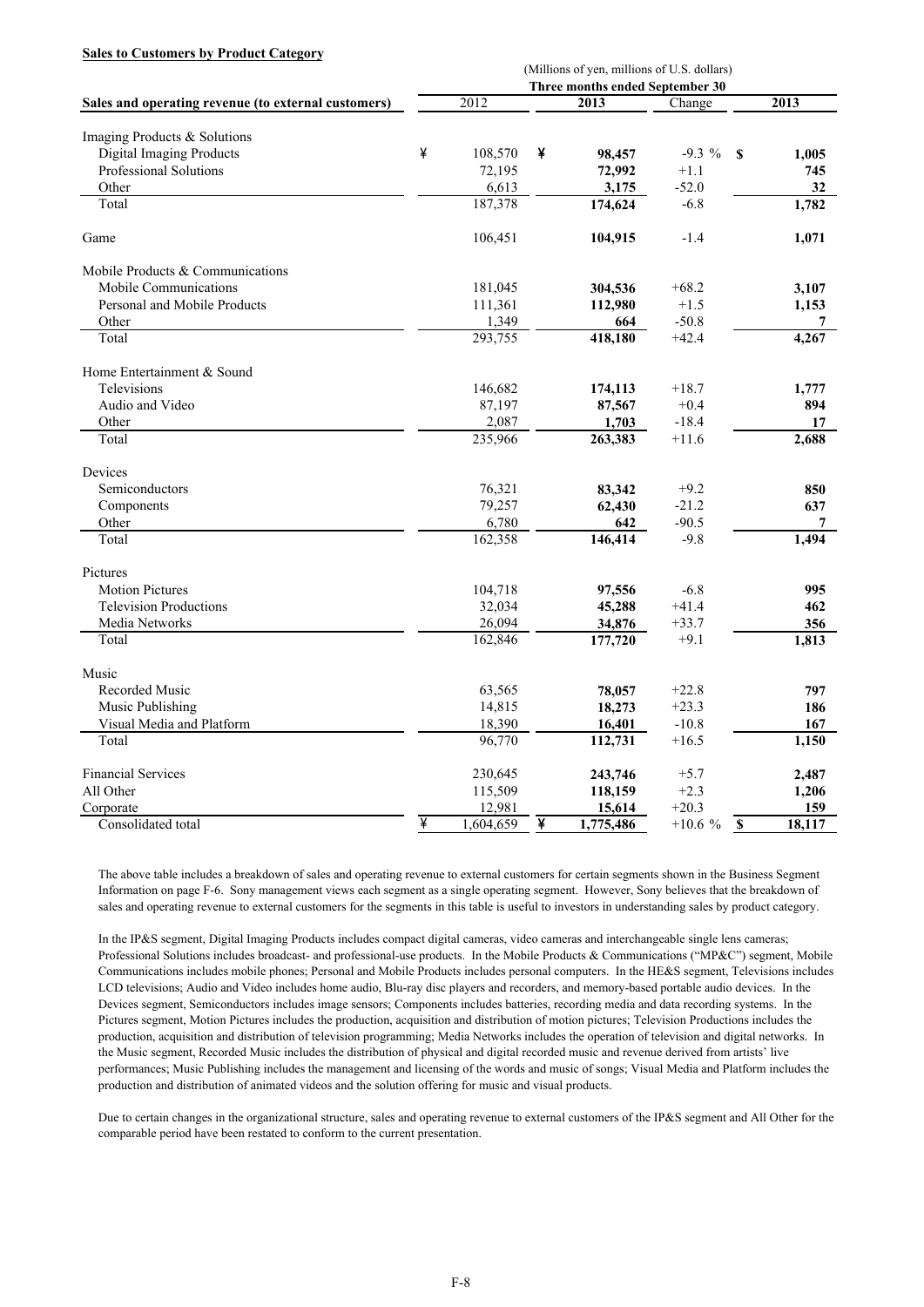**Sales to Customers by Product Category**

| | (Millions of yen, millions of U.S. dollars) | | | |
|---|---|---|---|---|
| | Three months ended September 30 | | | |
| **Sales and operating revenue (to external customers)** | 2012 | **2013** | Change | **2013** |
| Imaging Products & Solutions | | | | |
| Digital Imaging Products | ¥ 108,570 | ¥ **98,457** | -9.3 % | $ **1,005** |
| Professional Solutions | 72,195 | **72,992** | +1.1 | **745** |
| Other | 6,613 | **3,175** | -52.0 | **32** |
| Total | 187,378 | **174,624** | -6.8 | **1,782** |
| Game | 106,451 | **104,915** | -1.4 | **1,071** |
| Mobile Products & Communications | | | | |
| Mobile Communications | 181,045 | **304,536** | +68.2 | **3,107** |
| Personal and Mobile Products | 111,361 | **112,980** | +1.5 | **1,153** |
| Other | 1,349 | **664** | -50.8 | **7** |
| Total | 293,755 | **418,180** | +42.4 | **4,267** |
| Home Entertainment & Sound | | | | |
| Televisions | 146,682 | **174,113** | +18.7 | **1,777** |
| Audio and Video | 87,197 | **87,567** | +0.4 | **894** |
| Other | 2,087 | **1,703** | -18.4 | **17** |
| Total | 235,966 | **263,383** | +11.6 | **2,688** |
| Devices | | | | |
| Semiconductors | 76,321 | **83,342** | +9.2 | **850** |
| Components | 79,257 | **62,430** | -21.2 | **637** |
| Other | 6,780 | **642** | -90.5 | **7** |
| Total | 162,358 | **146,414** | -9.8 | **1,494** |
| Pictures | | | | |
| Motion Pictures | 104,718 | **97,556** | -6.8 | **995** |
| Television Productions | 32,034 | **45,288** | +41.4 | **462** |
| Media Networks | 26,094 | **34,876** | +33.7 | **356** |
| Total | 162,846 | **177,720** | +9.1 | **1,813** |
| Music | | | | |
| Recorded Music | 63,565 | **78,057** | +22.8 | **797** |
| Music Publishing | 14,815 | **18,273** | +23.3 | **186** |
| Visual Media and Platform | 18,390 | **16,401** | -10.8 | **167** |
| Total | 96,770 | **112,731** | +16.5 | **1,150** |
| Financial Services | 230,645 | **243,746** | +5.7 | **2,487** |
| All Other | 115,509 | **118,159** | +2.3 | **1,206** |
| Corporate | 12,981 | **15,614** | +20.3 | **159** |
| Consolidated total | ¥ 1,604,659 | ¥ **1,775,486** | +10.6 % | $ **18,117** |

The above table includes a breakdown of sales and operating revenue to external customers for certain segments shown in the Business Segment Information on page F-6. Sony management views each segment as a single operating segment. However, Sony believes that the breakdown of sales and operating revenue to external customers for the segments in this table is useful to investors in understanding sales by product category.

In the IP&S segment, Digital Imaging Products includes compact digital cameras, video cameras and interchangeable single lens cameras; Professional Solutions includes broadcast- and professional-use products. In the Mobile Products & Communications ("MP&C") segment, Mobile Communications includes mobile phones; Personal and Mobile Products includes personal computers. In the HE&S segment, Televisions includes LCD televisions; Audio and Video includes home audio, Blu-ray disc players and recorders, and memory-based portable audio devices. In the Devices segment, Semiconductors includes image sensors; Components includes batteries, recording media and data recording systems. In the Pictures segment, Motion Pictures includes the production, acquisition and distribution of motion pictures; Television Productions includes the production, acquisition and distribution of television programming; Media Networks includes the operation of television and digital networks. In the Music segment, Recorded Music includes the distribution of physical and digital recorded music and revenue derived from artists' live performances; Music Publishing includes the management and licensing of the words and music of songs; Visual Media and Platform includes the production and distribution of animated videos and the solution offering for music and visual products.

Due to certain changes in the organizational structure, sales and operating revenue to external customers of the IP&S segment and All Other for the comparable period have been restated to conform to the current presentation.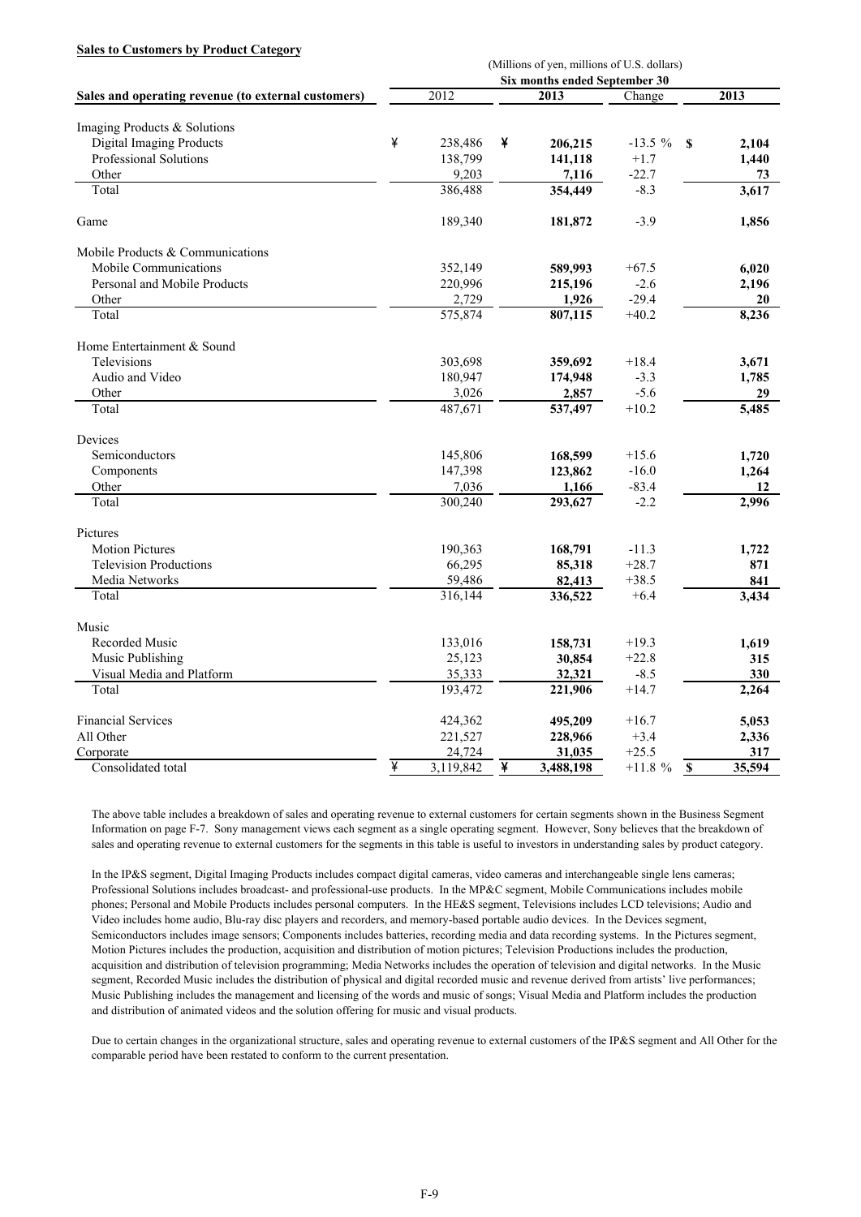**Sales to Customers by Product Category**

| Sales and operating revenue (to external customers) | 2012 | 2013 | Change | 2013 |
|---|---|---|---|---|
| | (Millions of yen, millions of U.S. dollars) | | | |
| | Six months ended September 30 | | | |
| Imaging Products & Solutions | | | | |
| Digital Imaging Products | ¥ 238,486 | ¥ **206,215** | -13.5 % | $ **2,104** |
| Professional Solutions | 138,799 | **141,118** | +1.7 | **1,440** |
| Other | 9,203 | **7,116** | -22.7 | **73** |
| Total | 386,488 | **354,449** | -8.3 | **3,617** |
| Game | 189,340 | **181,872** | -3.9 | **1,856** |
| Mobile Products & Communications | | | | |
| Mobile Communications | 352,149 | **589,993** | +67.5 | **6,020** |
| Personal and Mobile Products | 220,996 | **215,196** | -2.6 | **2,196** |
| Other | 2,729 | **1,926** | -29.4 | **20** |
| Total | 575,874 | **807,115** | +40.2 | **8,236** |
| Home Entertainment & Sound | | | | |
| Televisions | 303,698 | **359,692** | +18.4 | **3,671** |
| Audio and Video | 180,947 | **174,948** | -3.3 | **1,785** |
| Other | 3,026 | **2,857** | -5.6 | **29** |
| Total | 487,671 | **537,497** | +10.2 | **5,485** |
| Devices | | | | |
| Semiconductors | 145,806 | **168,599** | +15.6 | **1,720** |
| Components | 147,398 | **123,862** | -16.0 | **1,264** |
| Other | 7,036 | **1,166** | -83.4 | **12** |
| Total | 300,240 | **293,627** | -2.2 | **2,996** |
| Pictures | | | | |
| Motion Pictures | 190,363 | **168,791** | -11.3 | **1,722** |
| Television Productions | 66,295 | **85,318** | +28.7 | **871** |
| Media Networks | 59,486 | **82,413** | +38.5 | **841** |
| Total | 316,144 | **336,522** | +6.4 | **3,434** |
| Music | | | | |
| Recorded Music | 133,016 | **158,731** | +19.3 | **1,619** |
| Music Publishing | 25,123 | **30,854** | +22.8 | **315** |
| Visual Media and Platform | 35,333 | **32,321** | -8.5 | **330** |
| Total | 193,472 | **221,906** | +14.7 | **2,264** |
| Financial Services | 424,362 | **495,209** | +16.7 | **5,053** |
| All Other | 221,527 | **228,966** | +3.4 | **2,336** |
| Corporate | 24,724 | **31,035** | +25.5 | **317** |
| Consolidated total | ¥ 3,119,842 | ¥ **3,488,198** | +11.8 % | $ **35,594** |

The above table includes a breakdown of sales and operating revenue to external customers for certain segments shown in the Business Segment Information on page F-7. Sony management views each segment as a single operating segment. However, Sony believes that the breakdown of sales and operating revenue to external customers for the segments in this table is useful to investors in understanding sales by product category.

In the IP&S segment, Digital Imaging Products includes compact digital cameras, video cameras and interchangeable single lens cameras; Professional Solutions includes broadcast- and professional-use products. In the MP&C segment, Mobile Communications includes mobile phones; Personal and Mobile Products includes personal computers. In the HE&S segment, Televisions includes LCD televisions; Audio and Video includes home audio, Blu-ray disc players and recorders, and memory-based portable audio devices. In the Devices segment, Semiconductors includes image sensors; Components includes batteries, recording media and data recording systems. In the Pictures segment, Motion Pictures includes the production, acquisition and distribution of motion pictures; Television Productions includes the production, acquisition and distribution of television programming; Media Networks includes the operation of television and digital networks. In the Music segment, Recorded Music includes the distribution of physical and digital recorded music and revenue derived from artists' live performances; Music Publishing includes the management and licensing of the words and music of songs; Visual Media and Platform includes the production and distribution of animated videos and the solution offering for music and visual products.

Due to certain changes in the organizational structure, sales and operating revenue to external customers of the IP&S segment and All Other for the comparable period have been restated to conform to the current presentation.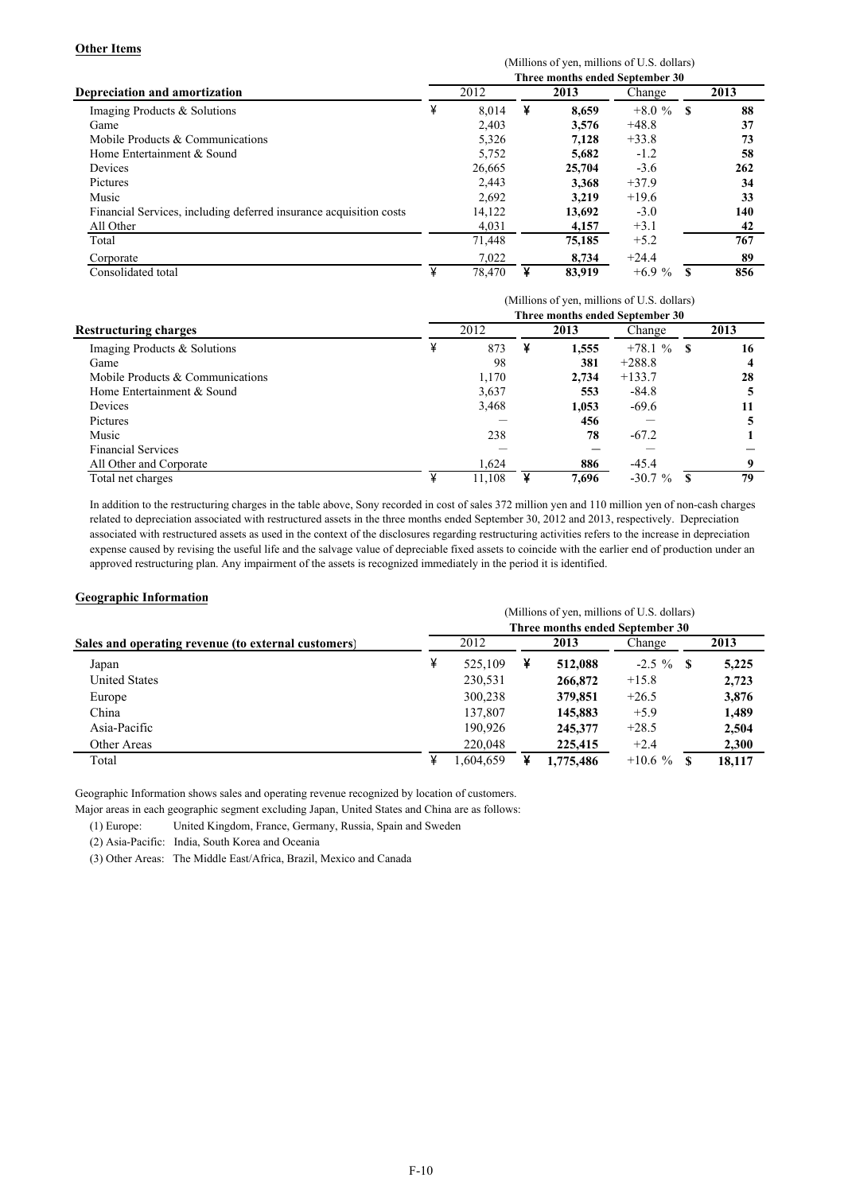**Other Items**

| Depreciation and amortization | (Millions of yen, millions of U.S. dollars) | | | |
|---|---|---|---|---|
| | Three months ended September 30 | | | |
| | 2012 | 2013 | Change | 2013 |
| Imaging Products & Solutions | ¥ 8,014 | ¥ **8,659** | +8.0 % | $ **88** |
| Game | 2,403 | **3,576** | +48.8 | **37** |
| Mobile Products & Communications | 5,326 | **7,128** | +33.8 | **73** |
| Home Entertainment & Sound | 5,752 | **5,682** | -1.2 | **58** |
| Devices | 26,665 | **25,704** | -3.6 | **262** |
| Pictures | 2,443 | **3,368** | +37.9 | **34** |
| Music | 2,692 | **3,219** | +19.6 | **33** |
| Financial Services, including deferred insurance acquisition costs | 14,122 | **13,692** | -3.0 | **140** |
| All Other | 4,031 | **4,157** | +3.1 | **42** |
| Total | 71,448 | **75,185** | +5.2 | **767** |
| Corporate | 7,022 | **8,734** | +24.4 | **89** |
| Consolidated total | ¥ 78,470 | ¥ **83,919** | +6.9 % | $ **856** |

| Restructuring charges | (Millions of yen, millions of U.S. dollars) | | | |
|---|---|---|---|---|
| | Three months ended September 30 | | | |
| | 2012 | 2013 | Change | 2013 |
| Imaging Products & Solutions | ¥ 873 | ¥ **1,555** | +78.1 % | $ **16** |
| Game | 98 | **381** | +288.8 | **4** |
| Mobile Products & Communications | 1,170 | **2,734** | +133.7 | **28** |
| Home Entertainment & Sound | 3,637 | **553** | -84.8 | **5** |
| Devices | 3,468 | **1,053** | -69.6 | **11** |
| Pictures | — | **456** | — | **5** |
| Music | 238 | **78** | -67.2 | **1** |
| Financial Services | — | **—** | — | **—** |
| All Other and Corporate | 1,624 | **886** | -45.4 | **9** |
| Total net charges | ¥ 11,108 | ¥ **7,696** | -30.7 % | $ **79** |

In addition to the restructuring charges in the table above, Sony recorded in cost of sales 372 million yen and 110 million yen of non-cash charges related to depreciation associated with restructured assets in the three months ended September 30, 2012 and 2013, respectively. Depreciation associated with restructured assets as used in the context of the disclosures regarding restructuring activities refers to the increase in depreciation expense caused by revising the useful life and the salvage value of depreciable fixed assets to coincide with the earlier end of production under an approved restructuring plan. Any impairment of the assets is recognized immediately in the period it is identified.

**Geographic Information**

| Sales and operating revenue (to external customers) | (Millions of yen, millions of U.S. dollars) | | | |
|---|---|---|---|---|
| | Three months ended September 30 | | | |
| | 2012 | 2013 | Change | 2013 |
| Japan | ¥ 525,109 | ¥ **512,088** | -2.5 % | $ **5,225** |
| United States | 230,531 | **266,872** | +15.8 | **2,723** |
| Europe | 300,238 | **379,851** | +26.5 | **3,876** |
| China | 137,807 | **145,883** | +5.9 | **1,489** |
| Asia-Pacific | 190,926 | **245,377** | +28.5 | **2,504** |
| Other Areas | 220,048 | **225,415** | +2.4 | **2,300** |
| Total | ¥ 1,604,659 | ¥ **1,775,486** | +10.6 % | $ **18,117** |

Geographic Information shows sales and operating revenue recognized by location of customers.

Major areas in each geographic segment excluding Japan, United States and China are as follows:

(1) Europe: United Kingdom, France, Germany, Russia, Spain and Sweden

(2) Asia-Pacific: India, South Korea and Oceania

(3) Other Areas: The Middle East/Africa, Brazil, Mexico and Canada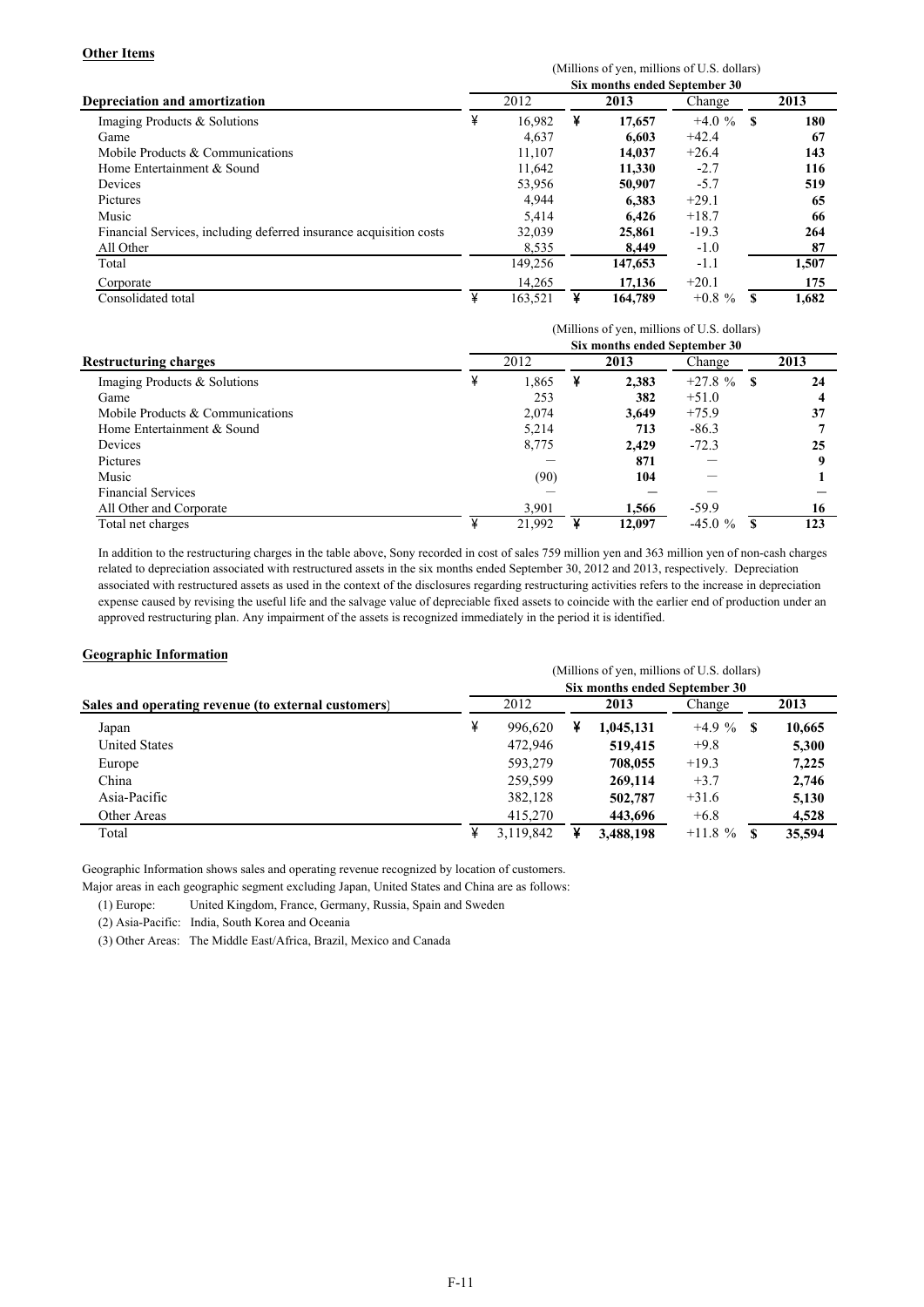**Other Items**

| Depreciation and amortization | (Millions of yen, millions of U.S. dollars) | | | |
|---|---|---|---|---|
| | Six months ended September 30 | | | |
| | 2012 | 2013 | Change | 2013 |
| Imaging Products & Solutions | ¥ 16,982 | ¥ **17,657** | +4.0 % | $ **180** |
| Game | 4,637 | **6,603** | +42.4 | **67** |
| Mobile Products & Communications | 11,107 | **14,037** | +26.4 | **143** |
| Home Entertainment & Sound | 11,642 | **11,330** | -2.7 | **116** |
| Devices | 53,956 | **50,907** | -5.7 | **519** |
| Pictures | 4,944 | **6,383** | +29.1 | **65** |
| Music | 5,414 | **6,426** | +18.7 | **66** |
| Financial Services, including deferred insurance acquisition costs | 32,039 | **25,861** | -19.3 | **264** |
| All Other | 8,535 | **8,449** | -1.0 | **87** |
| Total | 149,256 | **147,653** | -1.1 | **1,507** |
| Corporate | 14,265 | **17,136** | +20.1 | **175** |
| Consolidated total | ¥ 163,521 | ¥ **164,789** | +0.8 % | $ **1,682** |

| Restructuring charges | (Millions of yen, millions of U.S. dollars) | | | |
|---|---|---|---|---|
| | Six months ended September 30 | | | |
| | 2012 | 2013 | Change | 2013 |
| Imaging Products & Solutions | ¥ 1,865 | ¥ **2,383** | +27.8 % | $ **24** |
| Game | 253 | **382** | +51.0 | **4** |
| Mobile Products & Communications | 2,074 | **3,649** | +75.9 | **37** |
| Home Entertainment & Sound | 5,214 | **713** | -86.3 | **7** |
| Devices | 8,775 | **2,429** | -72.3 | **25** |
| Pictures | — | **871** | — | **9** |
| Music | (90) | **104** | — | **1** |
| Financial Services | — | **—** | — | **—** |
| All Other and Corporate | 3,901 | **1,566** | -59.9 | **16** |
| Total net charges | ¥ 21,992 | ¥ **12,097** | -45.0 % | $ **123** |

In addition to the restructuring charges in the table above, Sony recorded in cost of sales 759 million yen and 363 million yen of non-cash charges related to depreciation associated with restructured assets in the six months ended September 30, 2012 and 2013, respectively. Depreciation associated with restructured assets as used in the context of the disclosures regarding restructuring activities refers to the increase in depreciation expense caused by revising the useful life and the salvage value of depreciable fixed assets to coincide with the earlier end of production under an approved restructuring plan. Any impairment of the assets is recognized immediately in the period it is identified.

**Geographic Information**

| Sales and operating revenue (to external customers) | (Millions of yen, millions of U.S. dollars) | | | |
|---|---|---|---|---|
| | Six months ended September 30 | | | |
| | 2012 | 2013 | Change | 2013 |
| Japan | ¥ 996,620 | ¥ **1,045,131** | +4.9 % | $ **10,665** |
| United States | 472,946 | **519,415** | +9.8 | **5,300** |
| Europe | 593,279 | **708,055** | +19.3 | **7,225** |
| China | 259,599 | **269,114** | +3.7 | **2,746** |
| Asia-Pacific | 382,128 | **502,787** | +31.6 | **5,130** |
| Other Areas | 415,270 | **443,696** | +6.8 | **4,528** |
| Total | ¥ 3,119,842 | ¥ **3,488,198** | +11.8 % | $ **35,594** |

Geographic Information shows sales and operating revenue recognized by location of customers.

Major areas in each geographic segment excluding Japan, United States and China are as follows:

(1) Europe: United Kingdom, France, Germany, Russia, Spain and Sweden

(2) Asia-Pacific: India, South Korea and Oceania

(3) Other Areas: The Middle East/Africa, Brazil, Mexico and Canada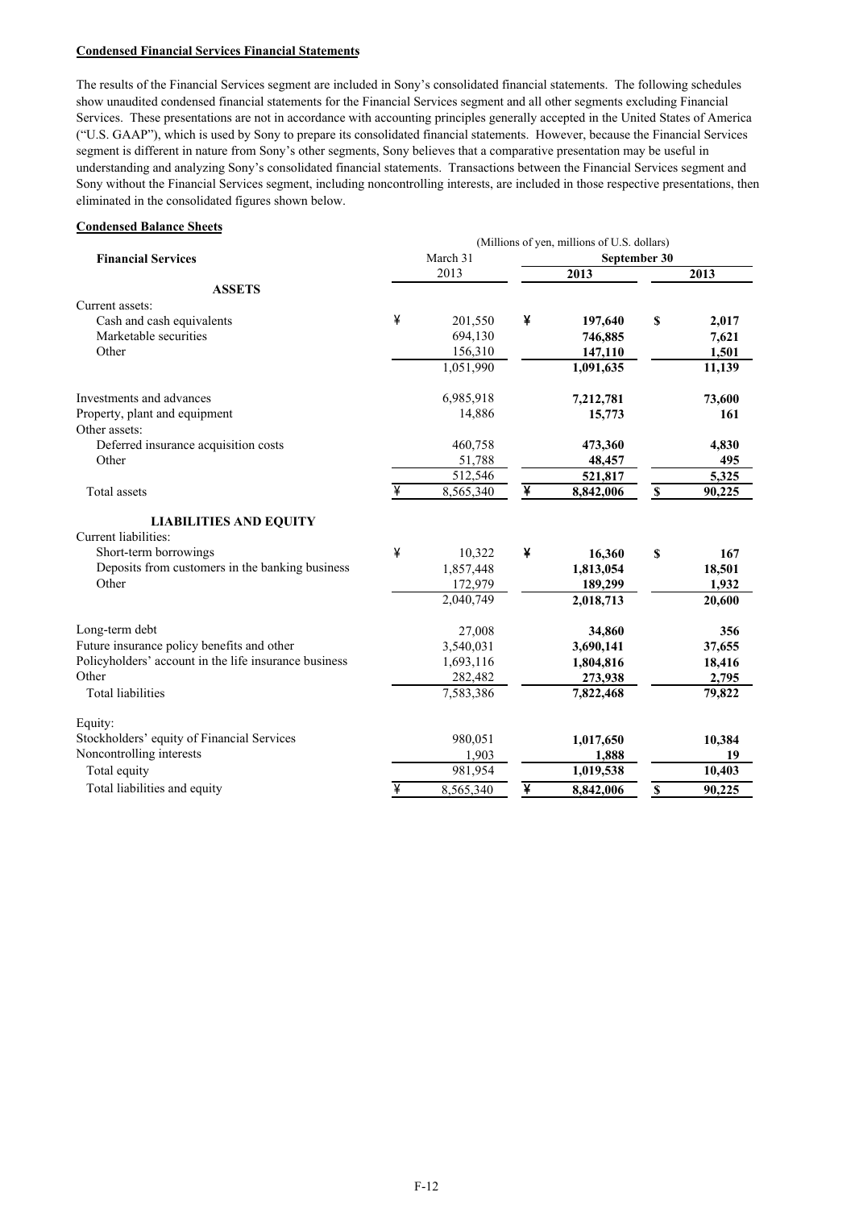**Condensed Financial Services Financial Statements**

The results of the Financial Services segment are included in Sony's consolidated financial statements. The following schedules show unaudited condensed financial statements for the Financial Services segment and all other segments excluding Financial Services. These presentations are not in accordance with accounting principles generally accepted in the United States of America ("U.S. GAAP"), which is used by Sony to prepare its consolidated financial statements. However, because the Financial Services segment is different in nature from Sony's other segments, Sony believes that a comparative presentation may be useful in understanding and analyzing Sony's consolidated financial statements. Transactions between the Financial Services segment and Sony without the Financial Services segment, including noncontrolling interests, are included in those respective presentations, then eliminated in the consolidated figures shown below.

**Condensed Balance Sheets**

| | (Millions of yen, millions of U.S. dollars) | | |
|---|---|---|---|
| **Financial Services** | March 31 | September 30 | |
| | 2013 | **2013** | **2013** |
| **ASSETS** | | | |
| Current assets: | | | |
| Cash and cash equivalents | ¥ 201,550 | ¥ **197,640** | $ **2,017** |
| Marketable securities | 694,130 | **746,885** | **7,621** |
| Other | 156,310 | **147,110** | **1,501** |
| | 1,051,990 | **1,091,635** | **11,139** |
| Investments and advances | 6,985,918 | **7,212,781** | **73,600** |
| Property, plant and equipment | 14,886 | **15,773** | **161** |
| Other assets: | | | |
| Deferred insurance acquisition costs | 460,758 | **473,360** | **4,830** |
| Other | 51,788 | **48,457** | **495** |
| | 512,546 | **521,817** | **5,325** |
| Total assets | ¥ 8,565,340 | ¥ **8,842,006** | $ **90,225** |
| **LIABILITIES AND EQUITY** | | | |
| Current liabilities: | | | |
| Short-term borrowings | ¥ 10,322 | ¥ **16,360** | $ **167** |
| Deposits from customers in the banking business | 1,857,448 | **1,813,054** | **18,501** |
| Other | 172,979 | **189,299** | **1,932** |
| | 2,040,749 | **2,018,713** | **20,600** |
| Long-term debt | 27,008 | **34,860** | **356** |
| Future insurance policy benefits and other | 3,540,031 | **3,690,141** | **37,655** |
| Policyholders' account in the life insurance business | 1,693,116 | **1,804,816** | **18,416** |
| Other | 282,482 | **273,938** | **2,795** |
| Total liabilities | 7,583,386 | **7,822,468** | **79,822** |
| Equity: | | | |
| Stockholders' equity of Financial Services | 980,051 | **1,017,650** | **10,384** |
| Noncontrolling interests | 1,903 | **1,888** | **19** |
| Total equity | 981,954 | **1,019,538** | **10,403** |
| Total liabilities and equity | ¥ 8,565,340 | ¥ **8,842,006** | $ **90,225** |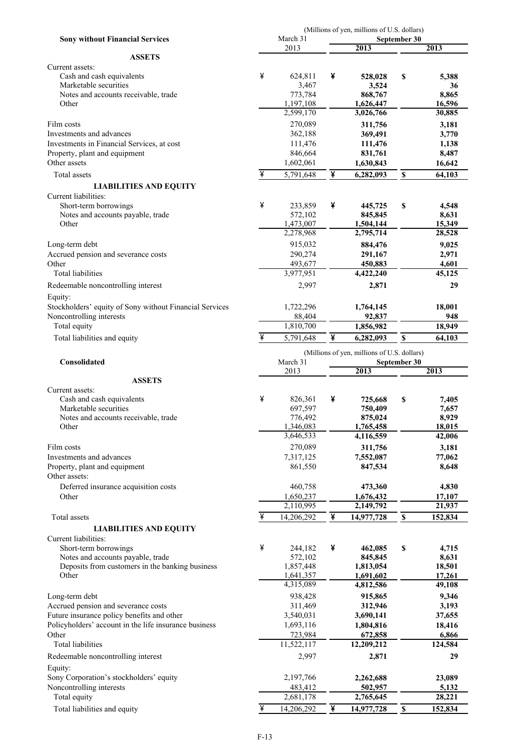(Millions of yen, millions of U.S. dollars)

| Sony without Financial Services | March 31 2013 | September 30 2013 | September 30 2013 |
|---|---|---|---|
| **ASSETS** | | | |
| Current assets: | | | |
| Cash and cash equivalents | ¥ 624,811 | ¥ **528,028** | $ **5,388** |
| Marketable securities | 3,467 | **3,524** | **36** |
| Notes and accounts receivable, trade | 773,784 | **868,767** | **8,865** |
| Other | 1,197,108 | **1,626,447** | **16,596** |
| | 2,599,170 | **3,026,766** | **30,885** |
| Film costs | 270,089 | **311,756** | **3,181** |
| Investments and advances | 362,188 | **369,491** | **3,770** |
| Investments in Financial Services, at cost | 111,476 | **111,476** | **1,138** |
| Property, plant and equipment | 846,664 | **831,761** | **8,487** |
| Other assets | 1,602,061 | **1,630,843** | **16,642** |
| Total assets | ¥ 5,791,648 | ¥ **6,282,093** | $ **64,103** |
| **LIABILITIES AND EQUITY** | | | |
| Current liabilities: | | | |
| Short-term borrowings | ¥ 233,859 | ¥ **445,725** | $ **4,548** |
| Notes and accounts payable, trade | 572,102 | **845,845** | **8,631** |
| Other | 1,473,007 | **1,504,144** | **15,349** |
| | 2,278,968 | **2,795,714** | **28,528** |
| Long-term debt | 915,032 | **884,476** | **9,025** |
| Accrued pension and severance costs | 290,274 | **291,167** | **2,971** |
| Other | 493,677 | **450,883** | **4,601** |
| Total liabilities | 3,977,951 | **4,422,240** | **45,125** |
| Redeemable noncontrolling interest | 2,997 | **2,871** | **29** |
| Equity: | | | |
| Stockholders' equity of Sony without Financial Services | 1,722,296 | **1,764,145** | **18,001** |
| Noncontrolling interests | 88,404 | **92,837** | **948** |
| Total equity | 1,810,700 | **1,856,982** | **18,949** |
| Total liabilities and equity | ¥ 5,791,648 | ¥ **6,282,093** | $ **64,103** |

(Millions of yen, millions of U.S. dollars)

| Consolidated | March 31 2013 | September 30 2013 | September 30 2013 |
|---|---|---|---|
| **ASSETS** | | | |
| Current assets: | | | |
| Cash and cash equivalents | ¥ 826,361 | ¥ **725,668** | $ **7,405** |
| Marketable securities | 697,597 | **750,409** | **7,657** |
| Notes and accounts receivable, trade | 776,492 | **875,024** | **8,929** |
| Other | 1,346,083 | **1,765,458** | **18,015** |
| | 3,646,533 | **4,116,559** | **42,006** |
| Film costs | 270,089 | **311,756** | **3,181** |
| Investments and advances | 7,317,125 | **7,552,087** | **77,062** |
| Property, plant and equipment | 861,550 | **847,534** | **8,648** |
| Other assets: | | | |
| Deferred insurance acquisition costs | 460,758 | **473,360** | **4,830** |
| Other | 1,650,237 | **1,676,432** | **17,107** |
| | 2,110,995 | **2,149,792** | **21,937** |
| Total assets | ¥ 14,206,292 | ¥ **14,977,728** | $ **152,834** |
| **LIABILITIES AND EQUITY** | | | |
| Current liabilities: | | | |
| Short-term borrowings | ¥ 244,182 | ¥ **462,085** | $ **4,715** |
| Notes and accounts payable, trade | 572,102 | **845,845** | **8,631** |
| Deposits from customers in the banking business | 1,857,448 | **1,813,054** | **18,501** |
| Other | 1,641,357 | **1,691,602** | **17,261** |
| | 4,315,089 | **4,812,586** | **49,108** |
| Long-term debt | 938,428 | **915,865** | **9,346** |
| Accrued pension and severance costs | 311,469 | **312,946** | **3,193** |
| Future insurance policy benefits and other | 3,540,031 | **3,690,141** | **37,655** |
| Policyholders' account in the life insurance business | 1,693,116 | **1,804,816** | **18,416** |
| Other | 723,984 | **672,858** | **6,866** |
| Total liabilities | 11,522,117 | **12,209,212** | **124,584** |
| Redeemable noncontrolling interest | 2,997 | **2,871** | **29** |
| Equity: | | | |
| Sony Corporation's stockholders' equity | 2,197,766 | **2,262,688** | **23,089** |
| Noncontrolling interests | 483,412 | **502,957** | **5,132** |
| Total equity | 2,681,178 | **2,765,645** | **28,221** |
| Total liabilities and equity | ¥ 14,206,292 | ¥ **14,977,728** | $ **152,834** |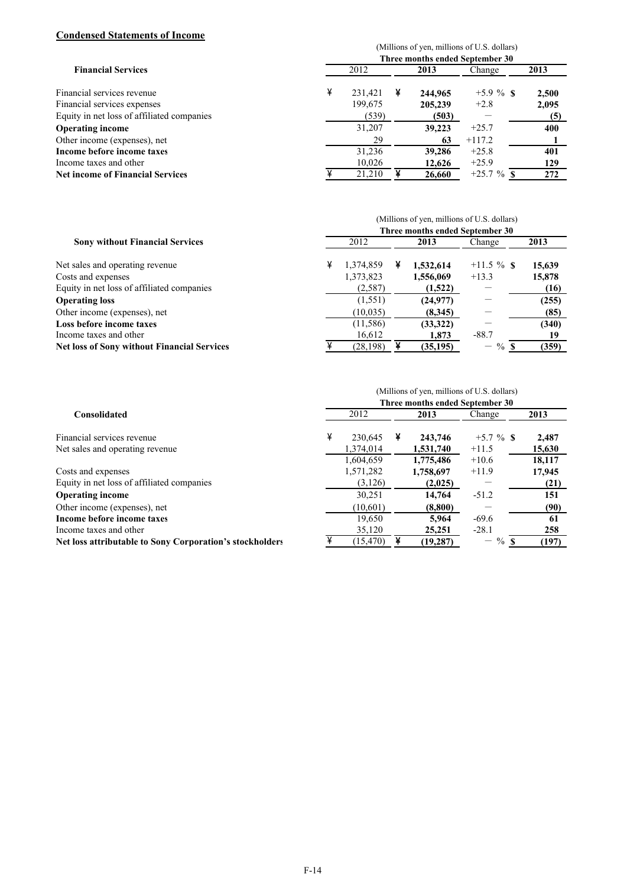## Condensed Statements of Income

| Financial Services | 2012 | 2013 | Change | 2013 |
|---|---|---|---|---|
| | (Millions of yen, millions of U.S. dollars) | | | |
| | Three months ended September 30 | | | |
| Financial services revenue | ¥ 231,421 | ¥ **244,965** | +5.9 % | $ **2,500** |
| Financial services expenses | 199,675 | **205,239** | +2.8 | **2,095** |
| Equity in net loss of affiliated companies | (539) | **(503)** | － | **(5)** |
| **Operating income** | 31,207 | **39,223** | +25.7 | **400** |
| Other income (expenses), net | 29 | **63** | +117.2 | **1** |
| **Income before income taxes** | 31,236 | **39,286** | +25.8 | **401** |
| Income taxes and other | 10,026 | **12,626** | +25.9 | **129** |
| **Net income of Financial Services** | ¥ 21,210 | ¥ **26,660** | +25.7 % | $ **272** |

| Sony without Financial Services | 2012 | 2013 | Change | 2013 |
|---|---|---|---|---|
| | (Millions of yen, millions of U.S. dollars) | | | |
| | Three months ended September 30 | | | |
| Net sales and operating revenue | ¥ 1,374,859 | ¥ **1,532,614** | +11.5 % | $ **15,639** |
| Costs and expenses | 1,373,823 | **1,556,069** | +13.3 | **15,878** |
| Equity in net loss of affiliated companies | (2,587) | **(1,522)** | － | **(16)** |
| **Operating loss** | (1,551) | **(24,977)** | － | **(255)** |
| Other income (expenses), net | (10,035) | **(8,345)** | － | **(85)** |
| **Loss before income taxes** | (11,586) | **(33,322)** | － | **(340)** |
| Income taxes and other | 16,612 | **1,873** | -88.7 | **19** |
| **Net loss of Sony without Financial Services** | ¥ (28,198) | ¥ **(35,195)** | － % | $ **(359)** |

| Consolidated | 2012 | 2013 | Change | 2013 |
|---|---|---|---|---|
| | (Millions of yen, millions of U.S. dollars) | | | |
| | Three months ended September 30 | | | |
| Financial services revenue | ¥ 230,645 | ¥ **243,746** | +5.7 % | $ **2,487** |
| Net sales and operating revenue | 1,374,014 | **1,531,740** | +11.5 | **15,630** |
| | 1,604,659 | **1,775,486** | +10.6 | **18,117** |
| Costs and expenses | 1,571,282 | **1,758,697** | +11.9 | **17,945** |
| Equity in net loss of affiliated companies | (3,126) | **(2,025)** | － | **(21)** |
| **Operating income** | 30,251 | **14,764** | -51.2 | **151** |
| Other income (expenses), net | (10,601) | **(8,800)** | － | **(90)** |
| **Income before income taxes** | 19,650 | **5,964** | -69.6 | **61** |
| Income taxes and other | 35,120 | **25,251** | -28.1 | **258** |
| **Net loss attributable to Sony Corporation's stockholders** | ¥ (15,470) | ¥ **(19,287)** | － % | $ **(197)** |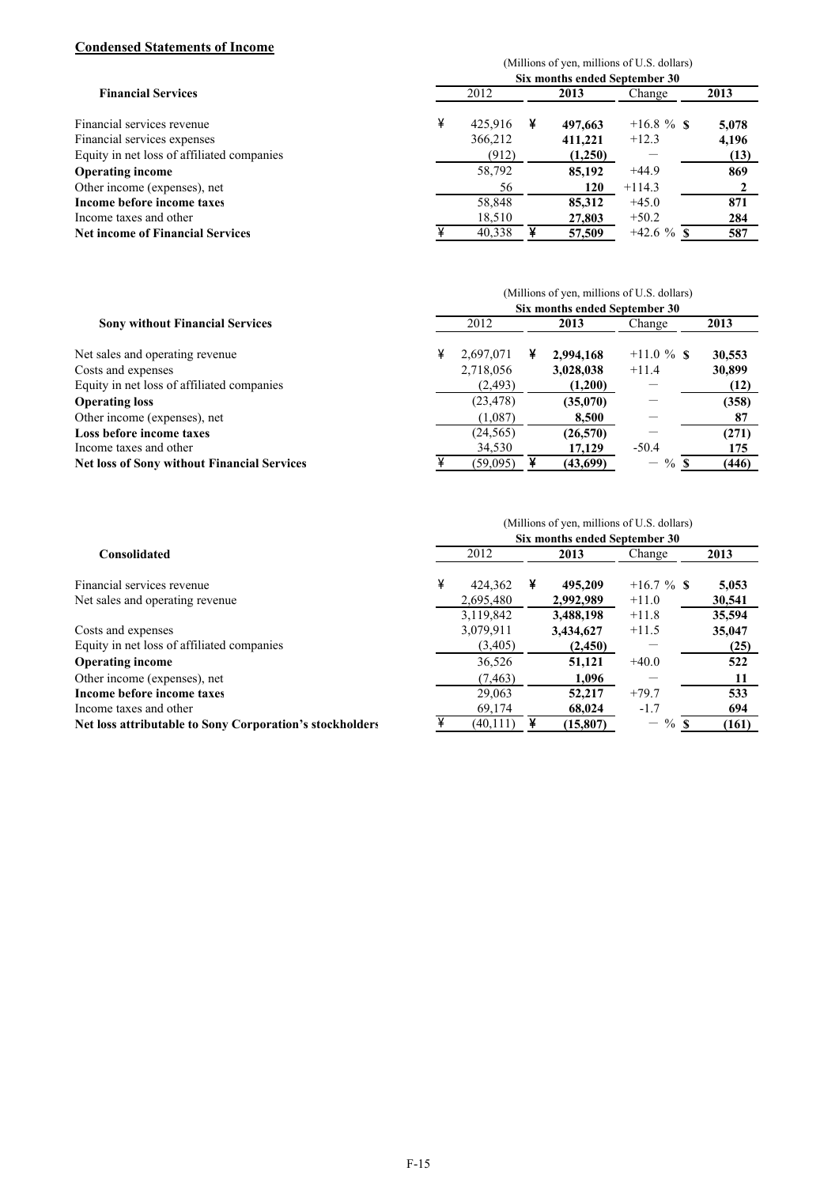## Condensed Statements of Income

(Millions of yen, millions of U.S. dollars)

| **Financial Services** | Six months ended September 30 | | | |
|---|---|---|---|---|
| | 2012 | **2013** | Change | **2013** |
| Financial services revenue | ¥ 425,916 | ¥ **497,663** | +16.8 % | $ **5,078** |
| Financial services expenses | 366,212 | **411,221** | +12.3 | **4,196** |
| Equity in net loss of affiliated companies | (912) | **(1,250)** | − | **(13)** |
| **Operating income** | 58,792 | **85,192** | +44.9 | **869** |
| Other income (expenses), net | 56 | **120** | +114.3 | **2** |
| **Income before income taxes** | 58,848 | **85,312** | +45.0 | **871** |
| Income taxes and other | 18,510 | **27,803** | +50.2 | **284** |
| **Net income of Financial Services** | ¥ 40,338 | ¥ **57,509** | +42.6 % | $ **587** |

(Millions of yen, millions of U.S. dollars)

| **Sony without Financial Services** | Six months ended September 30 | | | |
|---|---|---|---|---|
| | 2012 | **2013** | Change | **2013** |
| Net sales and operating revenue | ¥ 2,697,071 | ¥ **2,994,168** | +11.0 % | $ **30,553** |
| Costs and expenses | 2,718,056 | **3,028,038** | +11.4 | **30,899** |
| Equity in net loss of affiliated companies | (2,493) | **(1,200)** | − | **(12)** |
| **Operating loss** | (23,478) | **(35,070)** | − | **(358)** |
| Other income (expenses), net | (1,087) | **8,500** | − | **87** |
| **Loss before income taxes** | (24,565) | **(26,570)** | − | **(271)** |
| Income taxes and other | 34,530 | **17,129** | -50.4 | **175** |
| **Net loss of Sony without Financial Services** | ¥ (59,095) | ¥ **(43,699)** | − % | $ **(446)** |

(Millions of yen, millions of U.S. dollars)

| **Consolidated** | Six months ended September 30 | | | |
|---|---|---|---|---|
| | 2012 | **2013** | Change | **2013** |
| Financial services revenue | ¥ 424,362 | ¥ **495,209** | +16.7 % | $ **5,053** |
| Net sales and operating revenue | 2,695,480 | **2,992,989** | +11.0 | **30,541** |
| | 3,119,842 | **3,488,198** | +11.8 | **35,594** |
| Costs and expenses | 3,079,911 | **3,434,627** | +11.5 | **35,047** |
| Equity in net loss of affiliated companies | (3,405) | **(2,450)** | − | **(25)** |
| **Operating income** | 36,526 | **51,121** | +40.0 | **522** |
| Other income (expenses), net | (7,463) | **1,096** | − | **11** |
| **Income before income taxes** | 29,063 | **52,217** | +79.7 | **533** |
| Income taxes and other | 69,174 | **68,024** | -1.7 | **694** |
| **Net loss attributable to Sony Corporation's stockholders** | ¥ (40,111) | ¥ **(15,807)** | − % | $ **(161)** |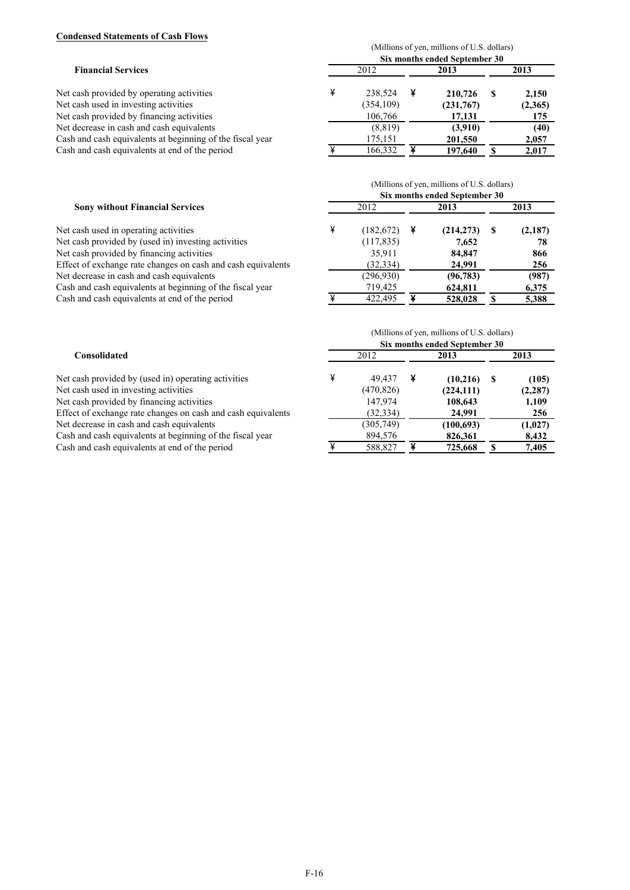**Condensed Statements of Cash Flows**

| Financial Services | 2012 | 2013 | 2013 |
|---|---|---|---|
| | (Millions of yen, millions of U.S. dollars) | | |
| | Six months ended September 30 | | |
| Net cash provided by operating activities | ¥ 238,524 | ¥ **210,726** | $ **2,150** |
| Net cash used in investing activities | (354,109) | **(231,767)** | **(2,365)** |
| Net cash provided by financing activities | 106,766 | **17,131** | **175** |
| Net decrease in cash and cash equivalents | (8,819) | **(3,910)** | **(40)** |
| Cash and cash equivalents at beginning of the fiscal year | 175,151 | **201,550** | **2,057** |
| Cash and cash equivalents at end of the period | ¥ 166,332 | ¥ **197,640** | $ **2,017** |

| Sony without Financial Services | 2012 | 2013 | 2013 |
|---|---|---|---|
| | (Millions of yen, millions of U.S. dollars) | | |
| | Six months ended September 30 | | |
| Net cash used in operating activities | ¥ (182,672) | ¥ **(214,273)** | $ **(2,187)** |
| Net cash provided by (used in) investing activities | (117,835) | **7,652** | **78** |
| Net cash provided by financing activities | 35,911 | **84,847** | **866** |
| Effect of exchange rate changes on cash and cash equivalents | (32,334) | **24,991** | **256** |
| Net decrease in cash and cash equivalents | (296,930) | **(96,783)** | **(987)** |
| Cash and cash equivalents at beginning of the fiscal year | 719,425 | **624,811** | **6,375** |
| Cash and cash equivalents at end of the period | ¥ 422,495 | ¥ **528,028** | $ **5,388** |

| Consolidated | 2012 | 2013 | 2013 |
|---|---|---|---|
| | (Millions of yen, millions of U.S. dollars) | | |
| | Six months ended September 30 | | |
| Net cash provided by (used in) operating activities | ¥ 49,437 | ¥ **(10,216)** | $ **(105)** |
| Net cash used in investing activities | (470,826) | **(224,111)** | **(2,287)** |
| Net cash provided by financing activities | 147,974 | **108,643** | **1,109** |
| Effect of exchange rate changes on cash and cash equivalents | (32,334) | **24,991** | **256** |
| Net decrease in cash and cash equivalents | (305,749) | **(100,693)** | **(1,027)** |
| Cash and cash equivalents at beginning of the fiscal year | 894,576 | **826,361** | **8,432** |
| Cash and cash equivalents at end of the period | ¥ 588,827 | ¥ **725,668** | $ **7,405** |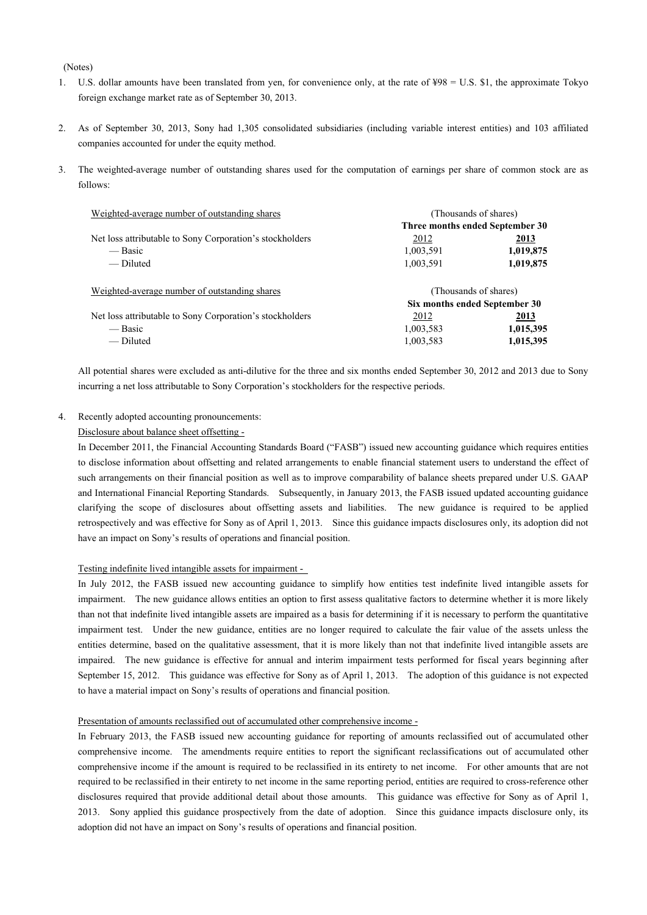(Notes)

1. U.S. dollar amounts have been translated from yen, for convenience only, at the rate of ¥98 = U.S. $1, the approximate Tokyo foreign exchange market rate as of September 30, 2013.

2. As of September 30, 2013, Sony had 1,305 consolidated subsidiaries (including variable interest entities) and 103 affiliated companies accounted for under the equity method.

3. The weighted-average number of outstanding shares used for the computation of earnings per share of common stock are as follows:

| Weighted-average number of outstanding shares | (Thousands of shares) | |
|---|---|---|
| | Three months ended September 30 | |
| Net loss attributable to Sony Corporation's stockholders | 2012 | **2013** |
| — Basic | 1,003,591 | **1,019,875** |
| — Diluted | 1,003,591 | **1,019,875** |

| Weighted-average number of outstanding shares | (Thousands of shares) | |
|---|---|---|
| | Six months ended September 30 | |
| Net loss attributable to Sony Corporation's stockholders | 2012 | **2013** |
| — Basic | 1,003,583 | **1,015,395** |
| — Diluted | 1,003,583 | **1,015,395** |

All potential shares were excluded as anti-dilutive for the three and six months ended September 30, 2012 and 2013 due to Sony incurring a net loss attributable to Sony Corporation's stockholders for the respective periods.

4. Recently adopted accounting pronouncements:

Disclosure about balance sheet offsetting -

In December 2011, the Financial Accounting Standards Board ("FASB") issued new accounting guidance which requires entities to disclose information about offsetting and related arrangements to enable financial statement users to understand the effect of such arrangements on their financial position as well as to improve comparability of balance sheets prepared under U.S. GAAP and International Financial Reporting Standards. Subsequently, in January 2013, the FASB issued updated accounting guidance clarifying the scope of disclosures about offsetting assets and liabilities. The new guidance is required to be applied retrospectively and was effective for Sony as of April 1, 2013. Since this guidance impacts disclosures only, its adoption did not have an impact on Sony's results of operations and financial position.

Testing indefinite lived intangible assets for impairment -

In July 2012, the FASB issued new accounting guidance to simplify how entities test indefinite lived intangible assets for impairment. The new guidance allows entities an option to first assess qualitative factors to determine whether it is more likely than not that indefinite lived intangible assets are impaired as a basis for determining if it is necessary to perform the quantitative impairment test. Under the new guidance, entities are no longer required to calculate the fair value of the assets unless the entities determine, based on the qualitative assessment, that it is more likely than not that indefinite lived intangible assets are impaired. The new guidance is effective for annual and interim impairment tests performed for fiscal years beginning after September 15, 2012. This guidance was effective for Sony as of April 1, 2013. The adoption of this guidance is not expected to have a material impact on Sony's results of operations and financial position.

Presentation of amounts reclassified out of accumulated other comprehensive income -

In February 2013, the FASB issued new accounting guidance for reporting of amounts reclassified out of accumulated other comprehensive income. The amendments require entities to report the significant reclassifications out of accumulated other comprehensive income if the amount is required to be reclassified in its entirety to net income. For other amounts that are not required to be reclassified in their entirety to net income in the same reporting period, entities are required to cross-reference other disclosures required that provide additional detail about those amounts. This guidance was effective for Sony as of April 1, 2013. Sony applied this guidance prospectively from the date of adoption. Since this guidance impacts disclosure only, its adoption did not have an impact on Sony's results of operations and financial position.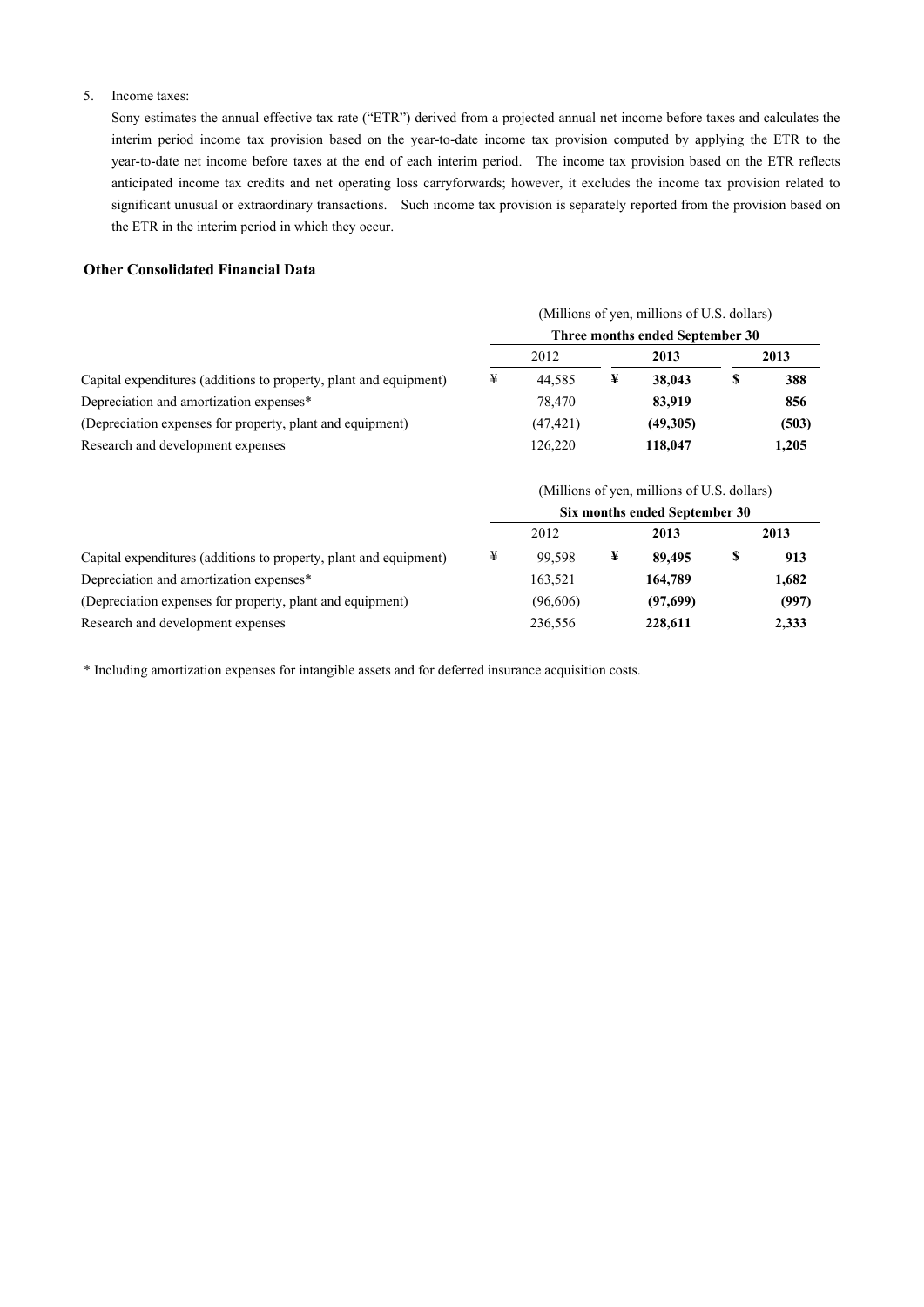5. Income taxes:

   Sony estimates the annual effective tax rate ("ETR") derived from a projected annual net income before taxes and calculates the interim period income tax provision based on the year-to-date income tax provision computed by applying the ETR to the year-to-date net income before taxes at the end of each interim period. The income tax provision based on the ETR reflects anticipated income tax credits and net operating loss carryforwards; however, it excludes the income tax provision related to significant unusual or extraordinary transactions. Such income tax provision is separately reported from the provision based on the ETR in the interim period in which they occur.

### Other Consolidated Financial Data

| | (Millions of yen, millions of U.S. dollars) | | |
|---|---|---|---|
| | **Three months ended September 30** | | |
| | 2012 | **2013** | **2013** |
| Capital expenditures (additions to property, plant and equipment) | ¥ 44,585 | **¥ 38,043** | **$ 388** |
| Depreciation and amortization expenses* | 78,470 | **83,919** | **856** |
| (Depreciation expenses for property, plant and equipment) | (47,421) | **(49,305)** | **(503)** |
| Research and development expenses | 126,220 | **118,047** | **1,205** |

| | (Millions of yen, millions of U.S. dollars) | | |
|---|---|---|---|
| | **Six months ended September 30** | | |
| | 2012 | **2013** | **2013** |
| Capital expenditures (additions to property, plant and equipment) | ¥ 99,598 | **¥ 89,495** | **$ 913** |
| Depreciation and amortization expenses* | 163,521 | **164,789** | **1,682** |
| (Depreciation expenses for property, plant and equipment) | (96,606) | **(97,699)** | **(997)** |
| Research and development expenses | 236,556 | **228,611** | **2,333** |

* Including amortization expenses for intangible assets and for deferred insurance acquisition costs.